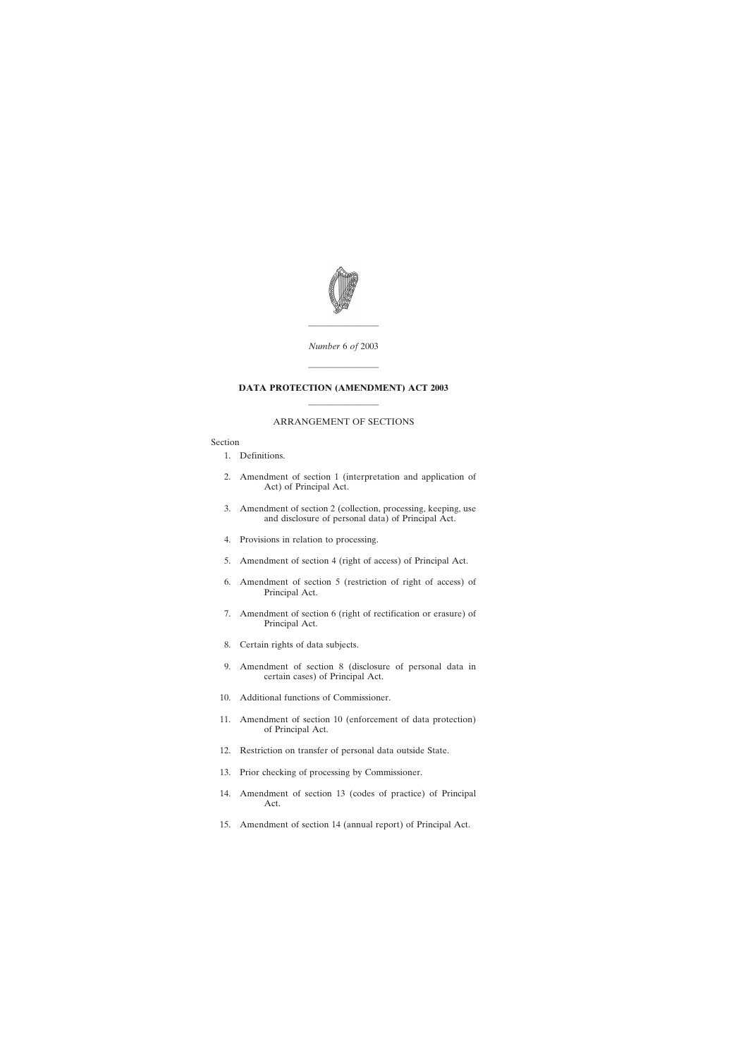*Number* 6 *of* 2003

---

# DATA PROTECTION (AMENDMENT) ACT 2003

---

## ARRANGEMENT OF SECTIONS

Section

1. Definitions.
2. Amendment of section 1 (interpretation and application of Act) of Principal Act.
3. Amendment of section 2 (collection, processing, keeping, use and disclosure of personal data) of Principal Act.
4. Provisions in relation to processing.
5. Amendment of section 4 (right of access) of Principal Act.
6. Amendment of section 5 (restriction of right of access) of Principal Act.
7. Amendment of section 6 (right of rectification or erasure) of Principal Act.
8. Certain rights of data subjects.
9. Amendment of section 8 (disclosure of personal data in certain cases) of Principal Act.
10. Additional functions of Commissioner.
11. Amendment of section 10 (enforcement of data protection) of Principal Act.
12. Restriction on transfer of personal data outside State.
13. Prior checking of processing by Commissioner.
14. Amendment of section 13 (codes of practice) of Principal Act.
15. Amendment of section 14 (annual report) of Principal Act.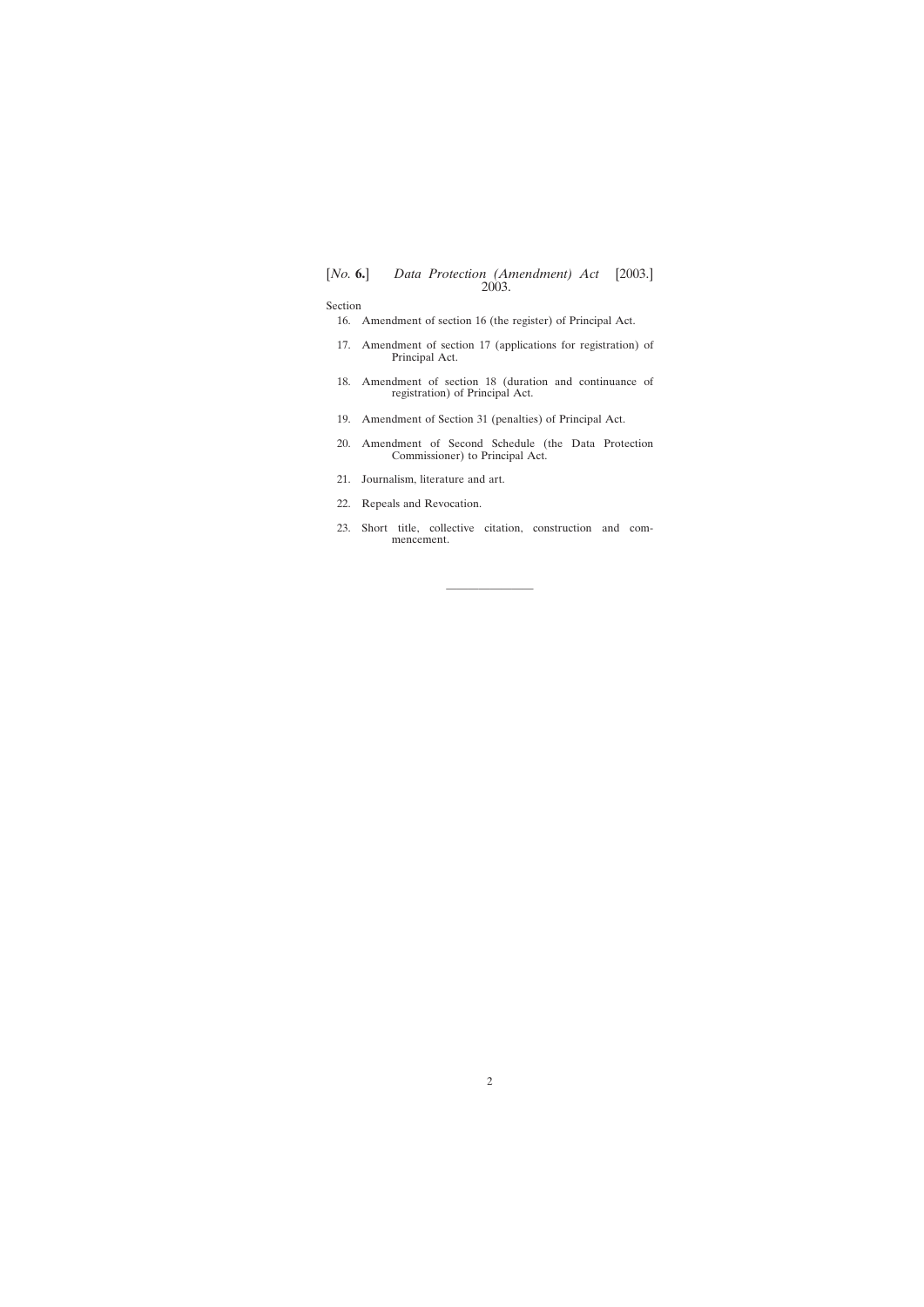Section

16. Amendment of section 16 (the register) of Principal Act.

17. Amendment of section 17 (applications for registration) of Principal Act.

18. Amendment of section 18 (duration and continuance of registration) of Principal Act.

19. Amendment of Section 31 (penalties) of Principal Act.

20. Amendment of Second Schedule (the Data Protection Commissioner) to Principal Act.

21. Journalism, literature and art.

22. Repeals and Revocation.

23. Short title, collective citation, construction and commencement.

---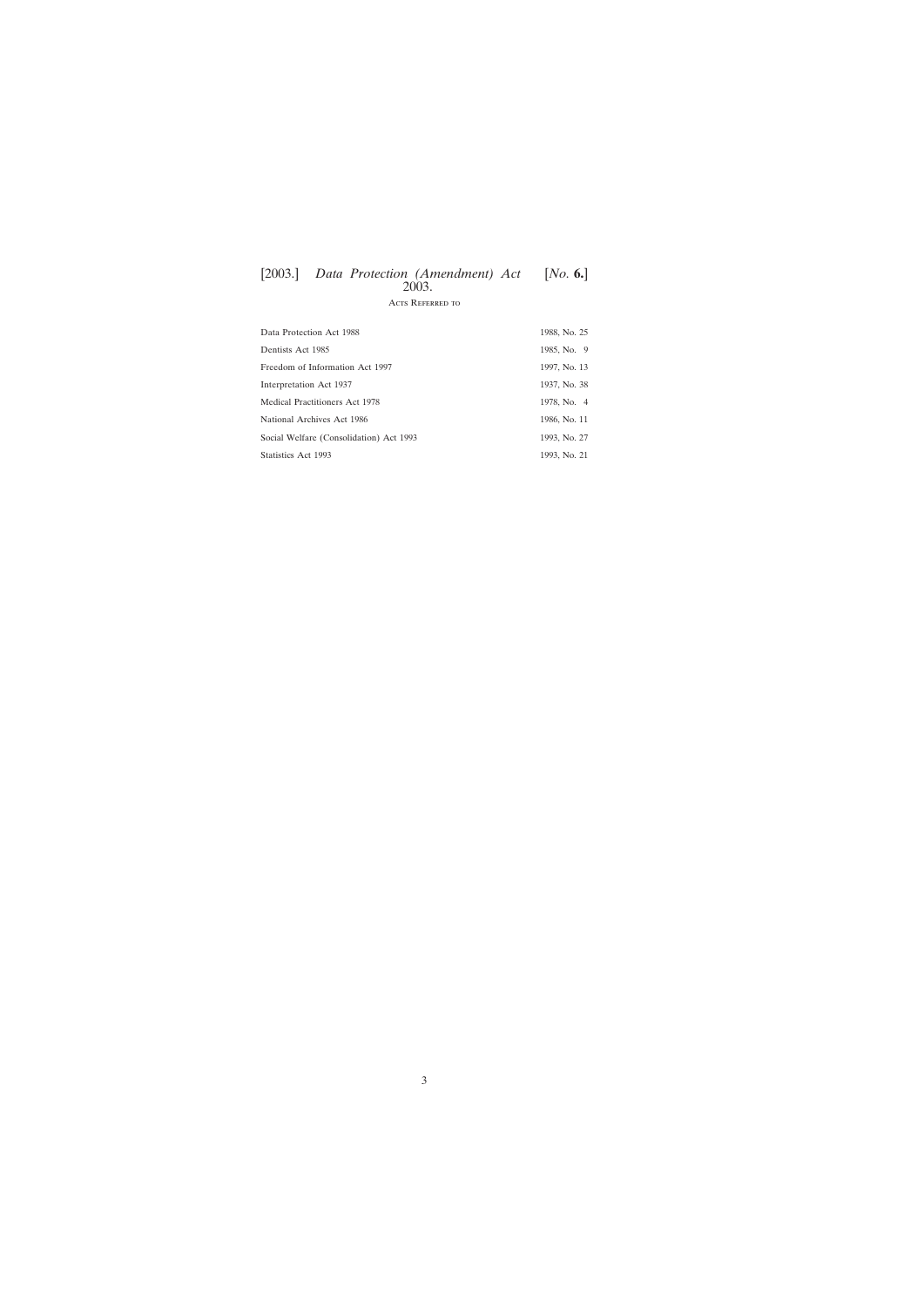Acts Referred to

| | |
|---|---|
| Data Protection Act 1988 | 1988, No. 25 |
| Dentists Act 1985 | 1985, No. 9 |
| Freedom of Information Act 1997 | 1997, No. 13 |
| Interpretation Act 1937 | 1937, No. 38 |
| Medical Practitioners Act 1978 | 1978, No. 4 |
| National Archives Act 1986 | 1986, No. 11 |
| Social Welfare (Consolidation) Act 1993 | 1993, No. 27 |
| Statistics Act 1993 | 1993, No. 21 |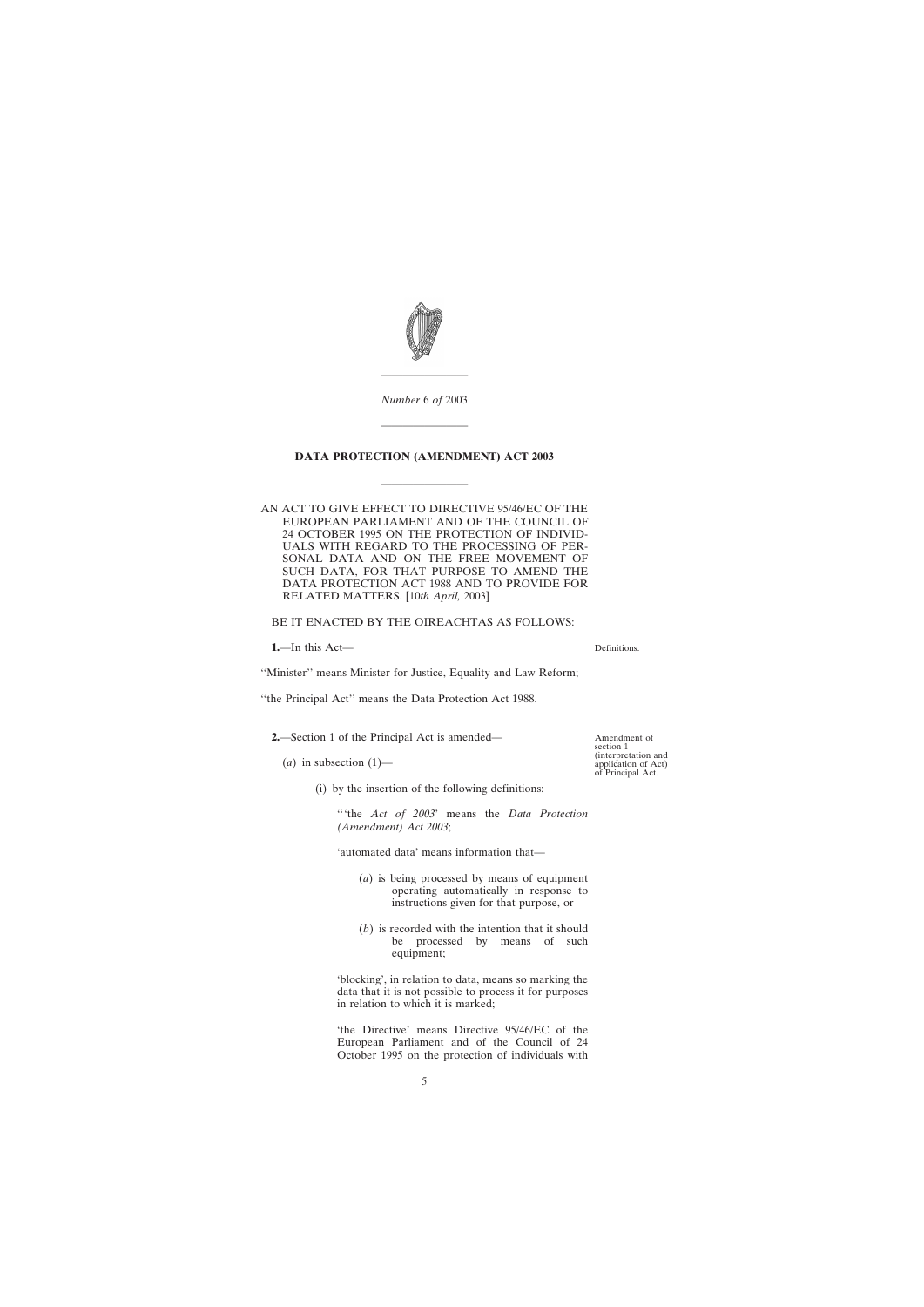*Number* 6 *of* 2003

**DATA PROTECTION (AMENDMENT) ACT 2003**

AN ACT TO GIVE EFFECT TO DIRECTIVE 95/46/EC OF THE EUROPEAN PARLIAMENT AND OF THE COUNCIL OF 24 OCTOBER 1995 ON THE PROTECTION OF INDIVIDUALS WITH REGARD TO THE PROCESSING OF PERSONAL DATA AND ON THE FREE MOVEMENT OF SUCH DATA, FOR THAT PURPOSE TO AMEND THE DATA PROTECTION ACT 1988 AND TO PROVIDE FOR RELATED MATTERS. [10*th April,* 2003]

BE IT ENACTED BY THE OIREACHTAS AS FOLLOWS:

Definitions.

**1.**—In this Act—

''Minister'' means Minister for Justice, Equality and Law Reform;

''the Principal Act'' means the Data Protection Act 1988.

Amendment of section 1 (interpretation and application of Act) of Principal Act.

**2.**—Section 1 of the Principal Act is amended—

(*a*) in subsection (1)—

(i) by the insertion of the following definitions:

''‘the *Act of 2003*’ means the *Data Protection (Amendment) Act 2003*;

‘automated data’ means information that—

(*a*) is being processed by means of equipment operating automatically in response to instructions given for that purpose, or

(*b*) is recorded with the intention that it should be processed by means of such equipment;

‘blocking’, in relation to data, means so marking the data that it is not possible to process it for purposes in relation to which it is marked;

‘the Directive’ means Directive 95/46/EC of the European Parliament and of the Council of 24 October 1995 on the protection of individuals with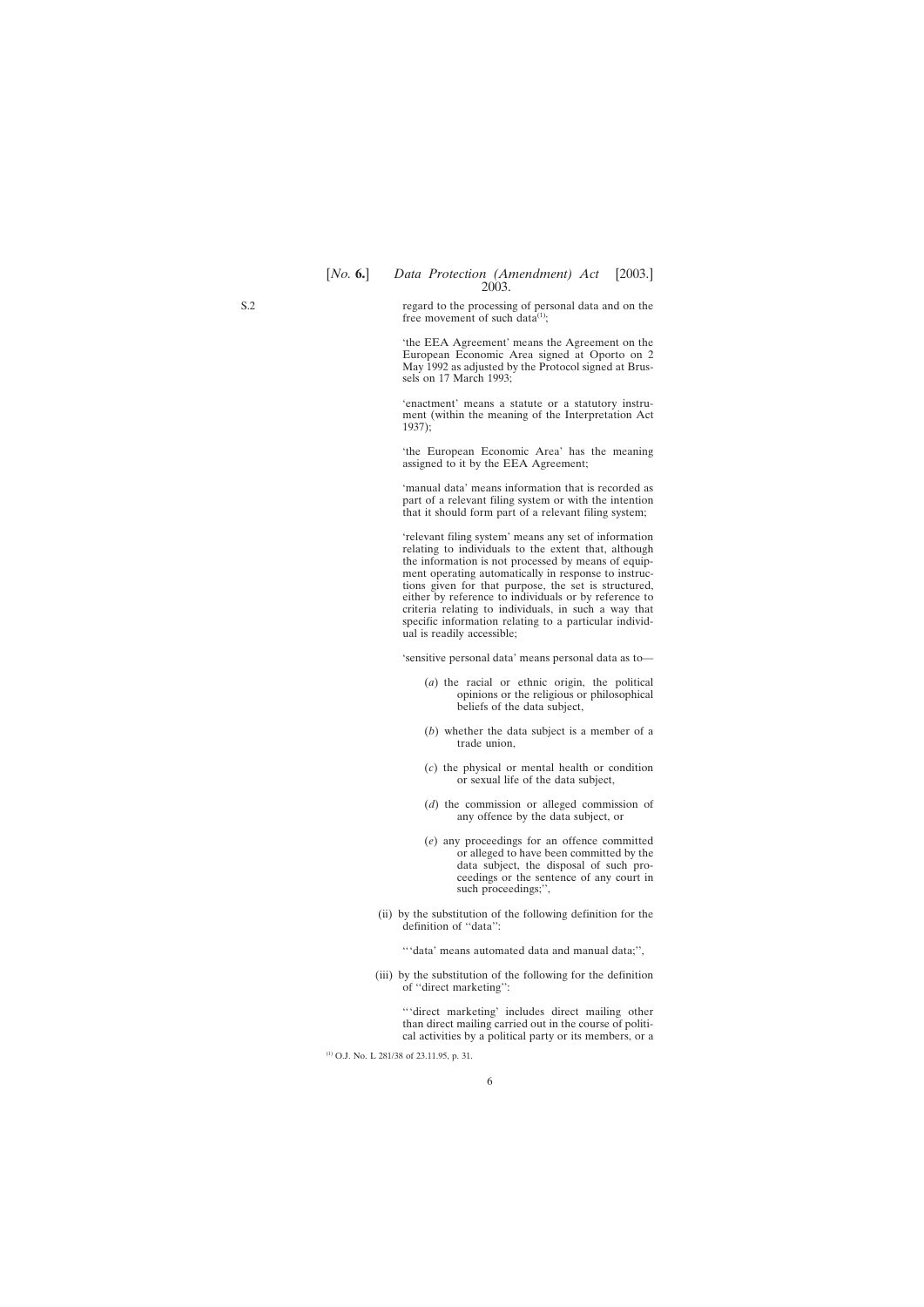S.2

regard to the processing of personal data and on the free movement of such data[1];

'the EEA Agreement' means the Agreement on the European Economic Area signed at Oporto on 2 May 1992 as adjusted by the Protocol signed at Brussels on 17 March 1993;

'enactment' means a statute or a statutory instrument (within the meaning of the Interpretation Act 1937);

'the European Economic Area' has the meaning assigned to it by the EEA Agreement;

'manual data' means information that is recorded as part of a relevant filing system or with the intention that it should form part of a relevant filing system;

'relevant filing system' means any set of information relating to individuals to the extent that, although the information is not processed by means of equipment operating automatically in response to instructions given for that purpose, the set is structured, either by reference to individuals or by reference to criteria relating to individuals, in such a way that specific information relating to a particular individual is readily accessible;

'sensitive personal data' means personal data as to—

(*a*) the racial or ethnic origin, the political opinions or the religious or philosophical beliefs of the data subject,

(*b*) whether the data subject is a member of a trade union,

(*c*) the physical or mental health or condition or sexual life of the data subject,

(*d*) the commission or alleged commission of any offence by the data subject, or

(*e*) any proceedings for an offence committed or alleged to have been committed by the data subject, the disposal of such proceedings or the sentence of any court in such proceedings;'',

(ii) by the substitution of the following definition for the definition of ''data'':

'''data' means automated data and manual data;'',

(iii) by the substitution of the following for the definition of ''direct marketing'':

'''direct marketing' includes direct mailing other than direct mailing carried out in the course of political activities by a political party or its members, or a

[1] O.J. No. L 281/38 of 23.11.95, p. 31.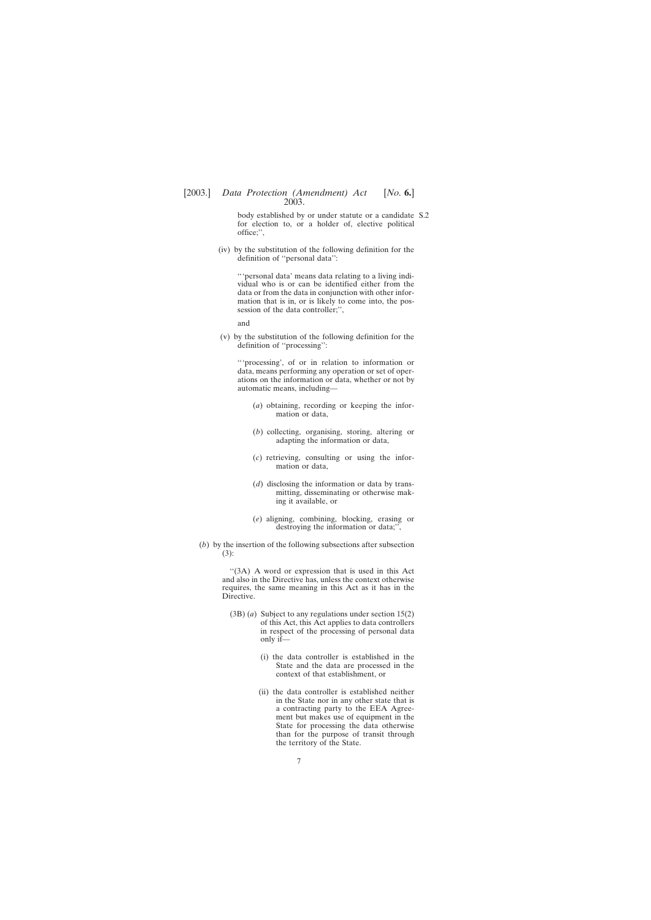body established by or under statute or a candidate for election to, or a holder of, elective political office;'',

(iv) by the substitution of the following definition for the definition of ''personal data'':

'''personal data' means data relating to a living individual who is or can be identified either from the data or from the data in conjunction with other information that is in, or is likely to come into, the possession of the data controller;'',

and

(v) by the substitution of the following definition for the definition of ''processing'':

'''processing', of or in relation to information or data, means performing any operation or set of operations on the information or data, whether or not by automatic means, including—

(*a*) obtaining, recording or keeping the information or data,

(*b*) collecting, organising, storing, altering or adapting the information or data,

(*c*) retrieving, consulting or using the information or data,

(*d*) disclosing the information or data by transmitting, disseminating or otherwise making it available, or

(*e*) aligning, combining, blocking, erasing or destroying the information or data;'',

(*b*) by the insertion of the following subsections after subsection (3):

''(3A) A word or expression that is used in this Act and also in the Directive has, unless the context otherwise requires, the same meaning in this Act as it has in the Directive.

(3B) (*a*) Subject to any regulations under section 15(2) of this Act, this Act applies to data controllers in respect of the processing of personal data only if—

(i) the data controller is established in the State and the data are processed in the context of that establishment, or

(ii) the data controller is established neither in the State nor in any other state that is a contracting party to the EEA Agreement but makes use of equipment in the State for processing the data otherwise than for the purpose of transit through the territory of the State.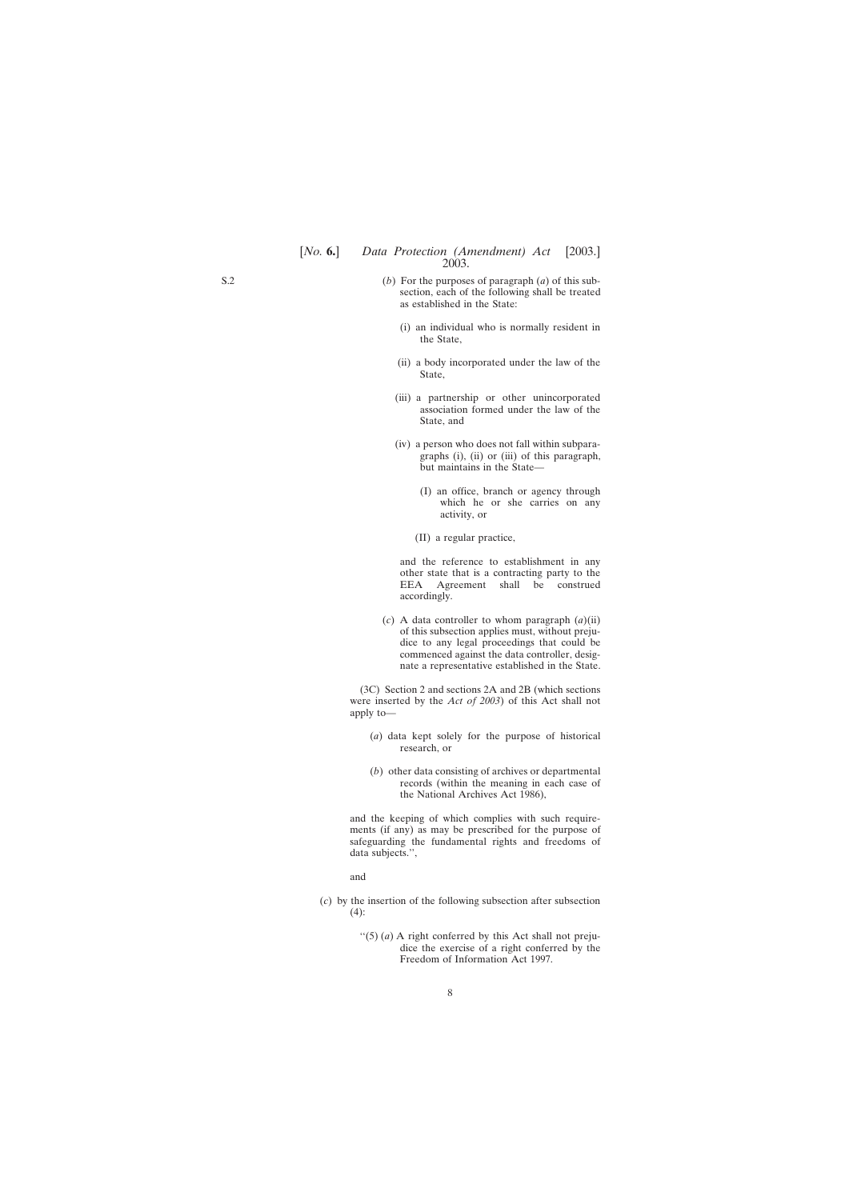(*b*) For the purposes of paragraph (*a*) of this subsection, each of the following shall be treated as established in the State:

(i) an individual who is normally resident in the State,

(ii) a body incorporated under the law of the State,

(iii) a partnership or other unincorporated association formed under the law of the State, and

(iv) a person who does not fall within subparagraphs (i), (ii) or (iii) of this paragraph, but maintains in the State—

(I) an office, branch or agency through which he or she carries on any activity, or

(II) a regular practice,

and the reference to establishment in any other state that is a contracting party to the EEA Agreement shall be construed accordingly.

(*c*) A data controller to whom paragraph (*a*)(ii) of this subsection applies must, without prejudice to any legal proceedings that could be commenced against the data controller, designate a representative established in the State.

(3C) Section 2 and sections 2A and 2B (which sections were inserted by the *Act of 2003*) of this Act shall not apply to—

(*a*) data kept solely for the purpose of historical research, or

(*b*) other data consisting of archives or departmental records (within the meaning in each case of the National Archives Act 1986),

and the keeping of which complies with such requirements (if any) as may be prescribed for the purpose of safeguarding the fundamental rights and freedoms of data subjects.'',

and

(*c*) by the insertion of the following subsection after subsection (4):

''(5) (*a*) A right conferred by this Act shall not prejudice the exercise of a right conferred by the Freedom of Information Act 1997.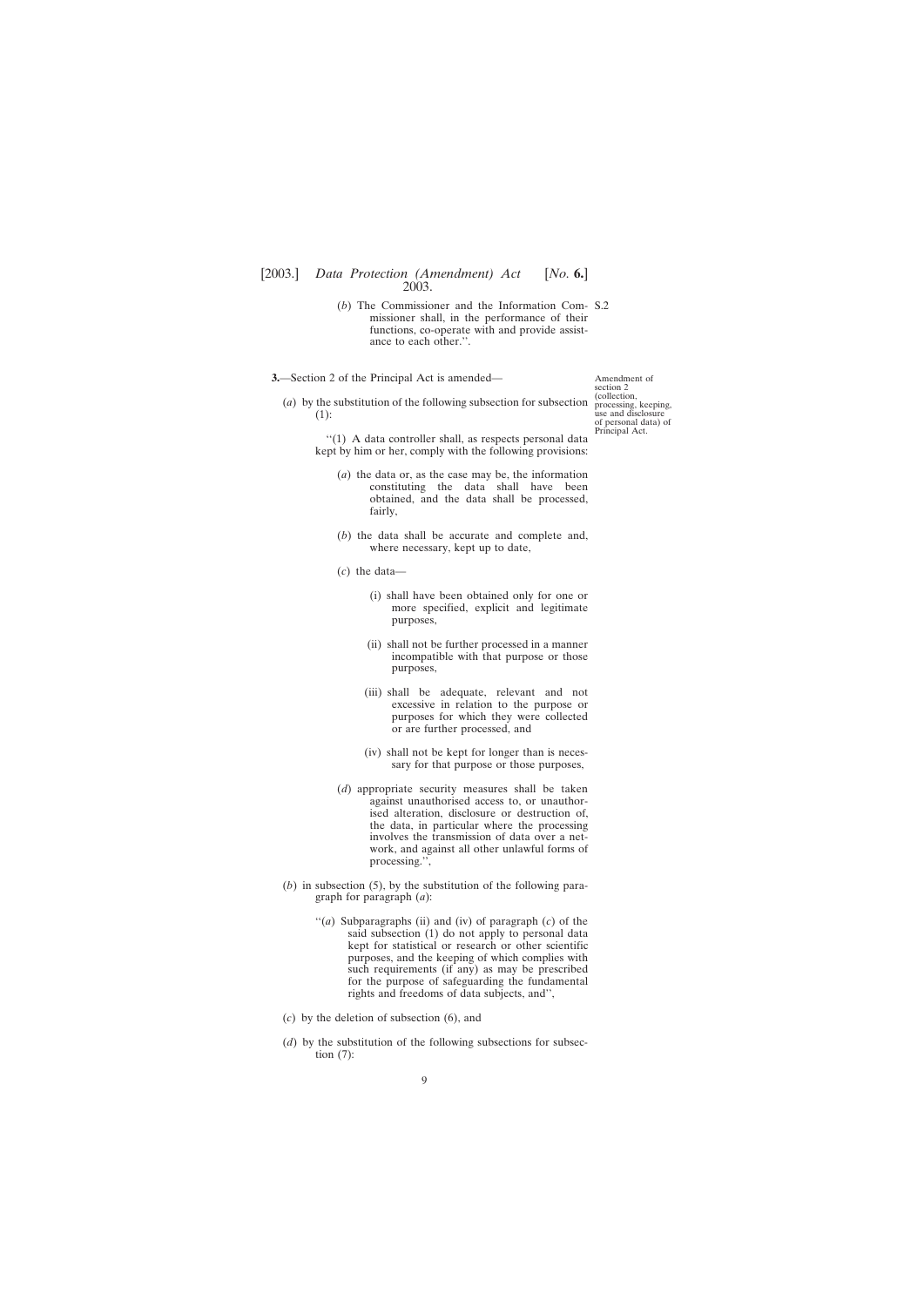(*b*) The Commissioner and the Information Commissioner shall, in the performance of their functions, co-operate with and provide assistance to each other.''.

**3.**—Section 2 of the Principal Act is amended—

Amendment of section 2 (collection, processing, keeping, use and disclosure of personal data) of Principal Act.

(*a*) by the substitution of the following subsection for subsection (1):

> ''(1) A data controller shall, as respects personal data kept by him or her, comply with the following provisions:
>
> (*a*) the data or, as the case may be, the information constituting the data shall have been obtained, and the data shall be processed, fairly,
>
> (*b*) the data shall be accurate and complete and, where necessary, kept up to date,
>
> (*c*) the data—
>
> (i) shall have been obtained only for one or more specified, explicit and legitimate purposes,
>
> (ii) shall not be further processed in a manner incompatible with that purpose or those purposes,
>
> (iii) shall be adequate, relevant and not excessive in relation to the purpose or purposes for which they were collected or are further processed, and
>
> (iv) shall not be kept for longer than is necessary for that purpose or those purposes,
>
> (*d*) appropriate security measures shall be taken against unauthorised access to, or unauthorised alteration, disclosure or destruction of, the data, in particular where the processing involves the transmission of data over a network, and against all other unlawful forms of processing.'',

(*b*) in subsection (5), by the substitution of the following paragraph for paragraph (*a*):

> ''(*a*) Subparagraphs (ii) and (iv) of paragraph (*c*) of the said subsection (1) do not apply to personal data kept for statistical or research or other scientific purposes, and the keeping of which complies with such requirements (if any) as may be prescribed for the purpose of safeguarding the fundamental rights and freedoms of data subjects, and'',

(*c*) by the deletion of subsection (6), and

(*d*) by the substitution of the following subsections for subsection (7):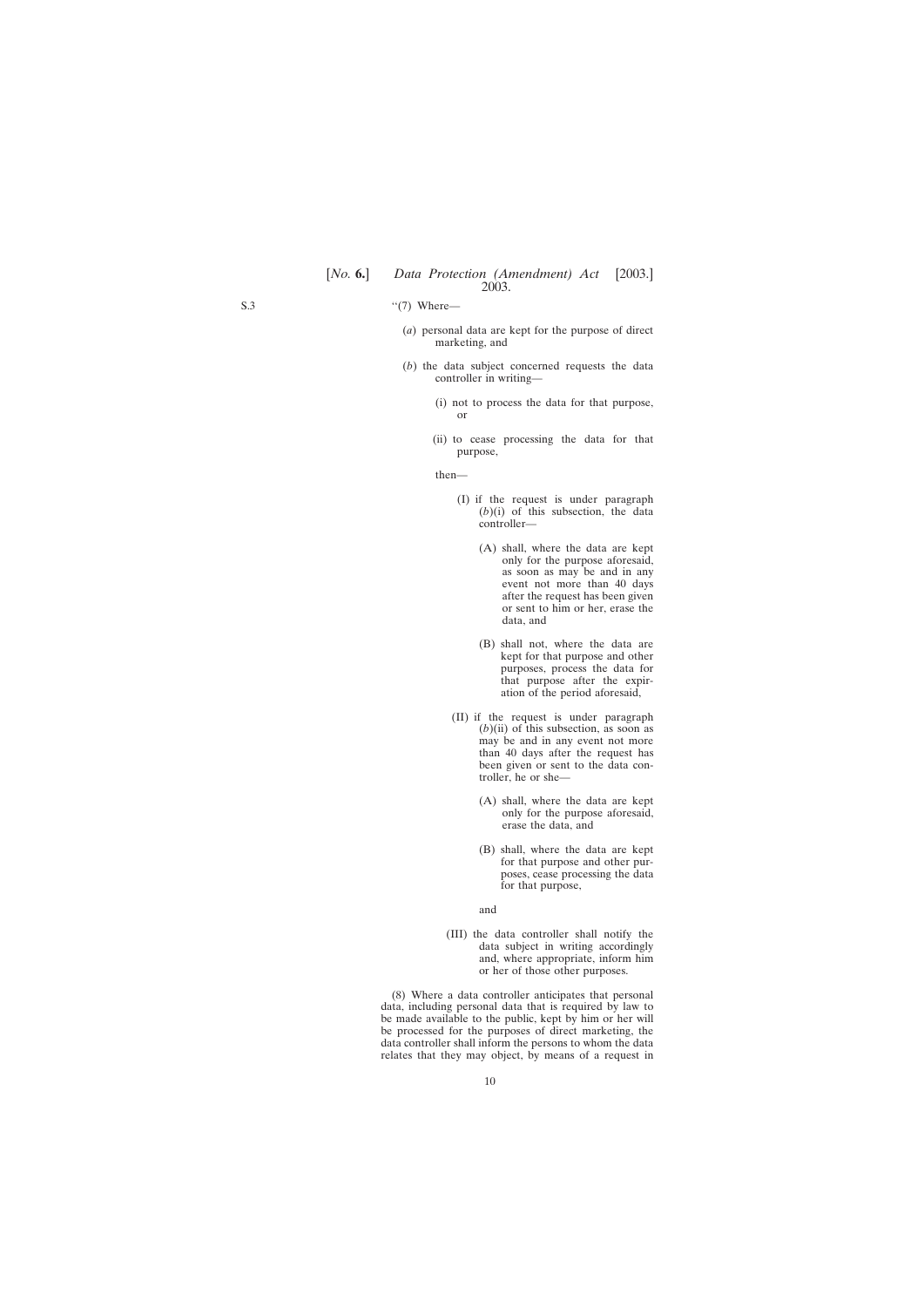"(7) Where—

(*a*) personal data are kept for the purpose of direct marketing, and

(*b*) the data subject concerned requests the data controller in writing—

(i) not to process the data for that purpose, or

(ii) to cease processing the data for that purpose,

then—

(I) if the request is under paragraph (*b*)(i) of this subsection, the data controller—

(A) shall, where the data are kept only for the purpose aforesaid, as soon as may be and in any event not more than 40 days after the request has been given or sent to him or her, erase the data, and

(B) shall not, where the data are kept for that purpose and other purposes, process the data for that purpose after the expiration of the period aforesaid,

(II) if the request is under paragraph (*b*)(ii) of this subsection, as soon as may be and in any event not more than 40 days after the request has been given or sent to the data controller, he or she—

(A) shall, where the data are kept only for the purpose aforesaid, erase the data, and

(B) shall, where the data are kept for that purpose and other purposes, cease processing the data for that purpose,

and

(III) the data controller shall notify the data subject in writing accordingly and, where appropriate, inform him or her of those other purposes.

(8) Where a data controller anticipates that personal data, including personal data that is required by law to be made available to the public, kept by him or her will be processed for the purposes of direct marketing, the data controller shall inform the persons to whom the data relates that they may object, by means of a request in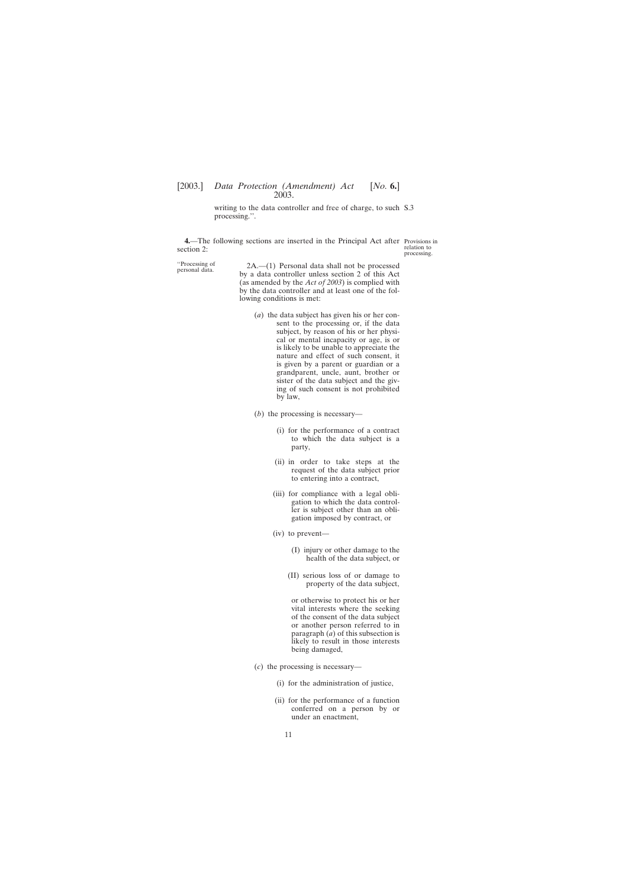writing to the data controller and free of charge, to such processing.''. S.3

**4.**—The following sections are inserted in the Principal Act after section 2:

Provisions in relation to processing.

''Processing of personal data.

2A.—(1) Personal data shall not be processed by a data controller unless section 2 of this Act (as amended by the *Act of 2003*) is complied with by the data controller and at least one of the following conditions is met:

(*a*) the data subject has given his or her consent to the processing or, if the data subject, by reason of his or her physical or mental incapacity or age, is or is likely to be unable to appreciate the nature and effect of such consent, it is given by a parent or guardian or a grandparent, uncle, aunt, brother or sister of the data subject and the giving of such consent is not prohibited by law,

(*b*) the processing is necessary—

(i) for the performance of a contract to which the data subject is a party,

(ii) in order to take steps at the request of the data subject prior to entering into a contract,

(iii) for compliance with a legal obligation to which the data controller is subject other than an obligation imposed by contract, or

(iv) to prevent—

(I) injury or other damage to the health of the data subject, or

(II) serious loss of or damage to property of the data subject,

or otherwise to protect his or her vital interests where the seeking of the consent of the data subject or another person referred to in paragraph (*a*) of this subsection is likely to result in those interests being damaged,

(*c*) the processing is necessary—

(i) for the administration of justice,

(ii) for the performance of a function conferred on a person by or under an enactment,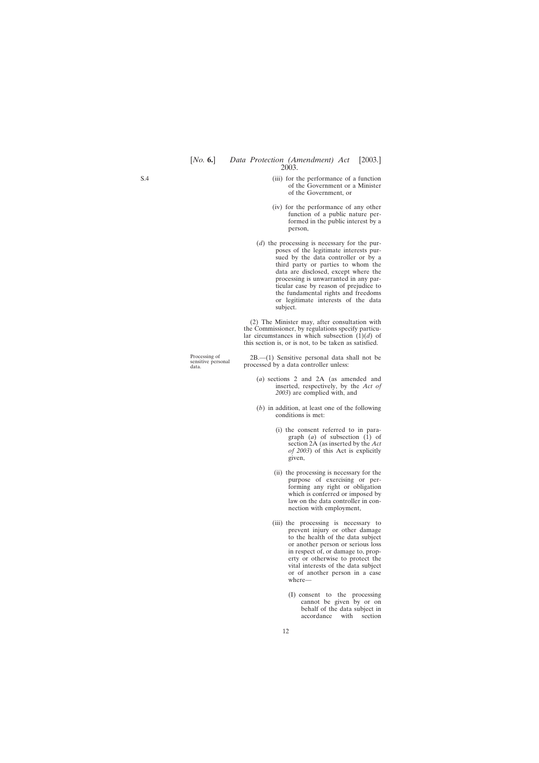(iii) for the performance of a function of the Government or a Minister of the Government, or

(iv) for the performance of any other function of a public nature performed in the public interest by a person,

(*d*) the processing is necessary for the purposes of the legitimate interests pursued by the data controller or by a third party or parties to whom the data are disclosed, except where the processing is unwarranted in any particular case by reason of prejudice to the fundamental rights and freedoms or legitimate interests of the data subject.

(2) The Minister may, after consultation with the Commissioner, by regulations specify particular circumstances in which subsection (1)(*d*) of this section is, or is not, to be taken as satisfied.

Processing of sensitive personal data.

2B.—(1) Sensitive personal data shall not be processed by a data controller unless:

(*a*) sections 2 and 2A (as amended and inserted, respectively, by the *Act of 2003*) are complied with, and

(*b*) in addition, at least one of the following conditions is met:

(i) the consent referred to in paragraph (*a*) of subsection (1) of section 2A (as inserted by the *Act of 2003*) of this Act is explicitly given,

(ii) the processing is necessary for the purpose of exercising or performing any right or obligation which is conferred or imposed by law on the data controller in connection with employment,

(iii) the processing is necessary to prevent injury or other damage to the health of the data subject or another person or serious loss in respect of, or damage to, property or otherwise to protect the vital interests of the data subject or of another person in a case where—

(I) consent to the processing cannot be given by or on behalf of the data subject in accordance with section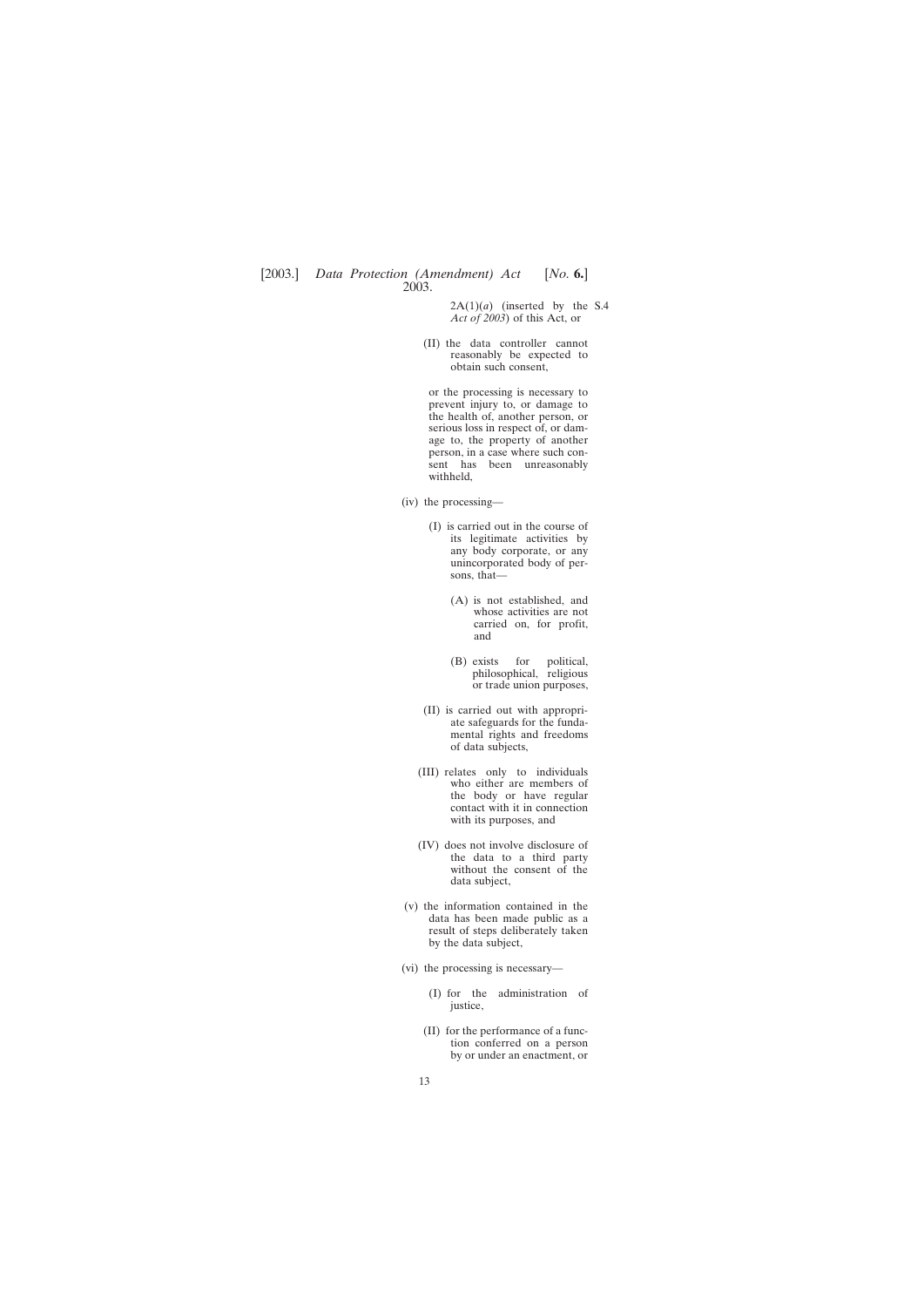2A(1)(*a*) (inserted by the *Act of 2003*) of this Act, or

(II) the data controller cannot reasonably be expected to obtain such consent,

or the processing is necessary to prevent injury to, or damage to the health of, another person, or serious loss in respect of, or damage to, the property of another person, in a case where such consent has been unreasonably withheld,

(iv) the processing—

(I) is carried out in the course of its legitimate activities by any body corporate, or any unincorporated body of persons, that—

(A) is not established, and whose activities are not carried on, for profit, and

(B) exists for political, philosophical, religious or trade union purposes,

(II) is carried out with appropriate safeguards for the fundamental rights and freedoms of data subjects,

(III) relates only to individuals who either are members of the body or have regular contact with it in connection with its purposes, and

(IV) does not involve disclosure of the data to a third party without the consent of the data subject,

(v) the information contained in the data has been made public as a result of steps deliberately taken by the data subject,

(vi) the processing is necessary—

(I) for the administration of justice,

(II) for the performance of a function conferred on a person by or under an enactment, or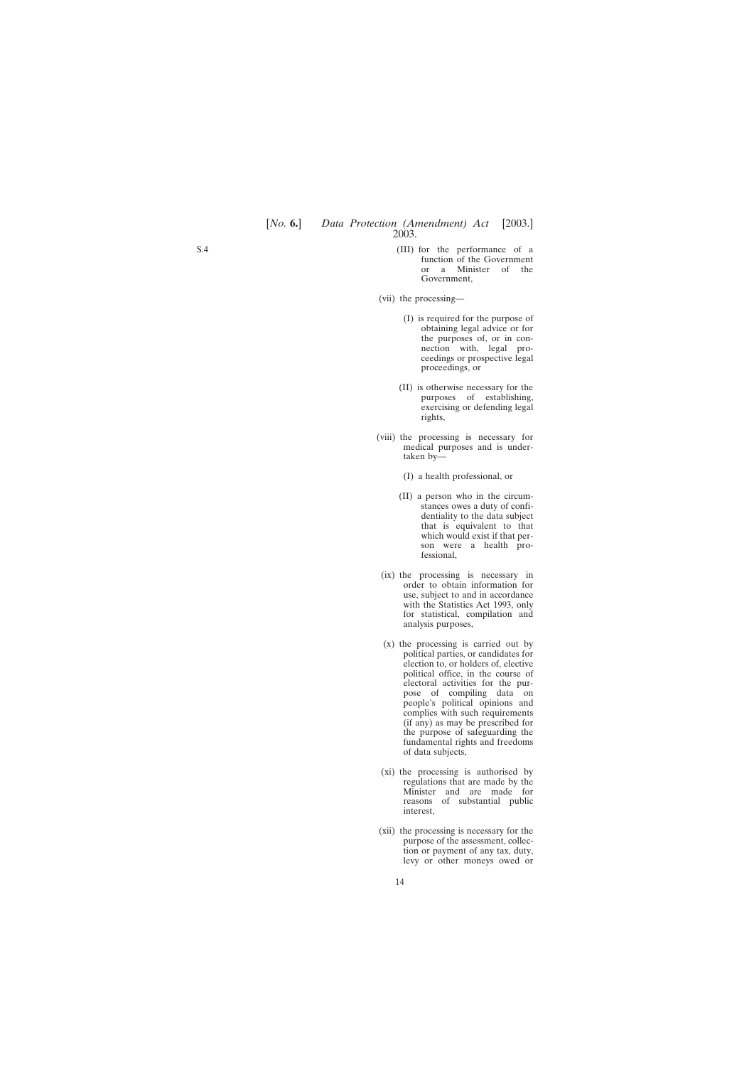(III) for the performance of a function of the Government or a Minister of the Government,

(vii) the processing—

(I) is required for the purpose of obtaining legal advice or for the purposes of, or in connection with, legal proceedings or prospective legal proceedings, or

(II) is otherwise necessary for the purposes of establishing, exercising or defending legal rights,

(viii) the processing is necessary for medical purposes and is undertaken by—

(I) a health professional, or

(II) a person who in the circumstances owes a duty of confidentiality to the data subject that is equivalent to that which would exist if that person were a health professional,

(ix) the processing is necessary in order to obtain information for use, subject to and in accordance with the Statistics Act 1993, only for statistical, compilation and analysis purposes,

(x) the processing is carried out by political parties, or candidates for election to, or holders of, elective political office, in the course of electoral activities for the purpose of compiling data on people's political opinions and complies with such requirements (if any) as may be prescribed for the purpose of safeguarding the fundamental rights and freedoms of data subjects,

(xi) the processing is authorised by regulations that are made by the Minister and are made for reasons of substantial public interest,

(xii) the processing is necessary for the purpose of the assessment, collection or payment of any tax, duty, levy or other moneys owed or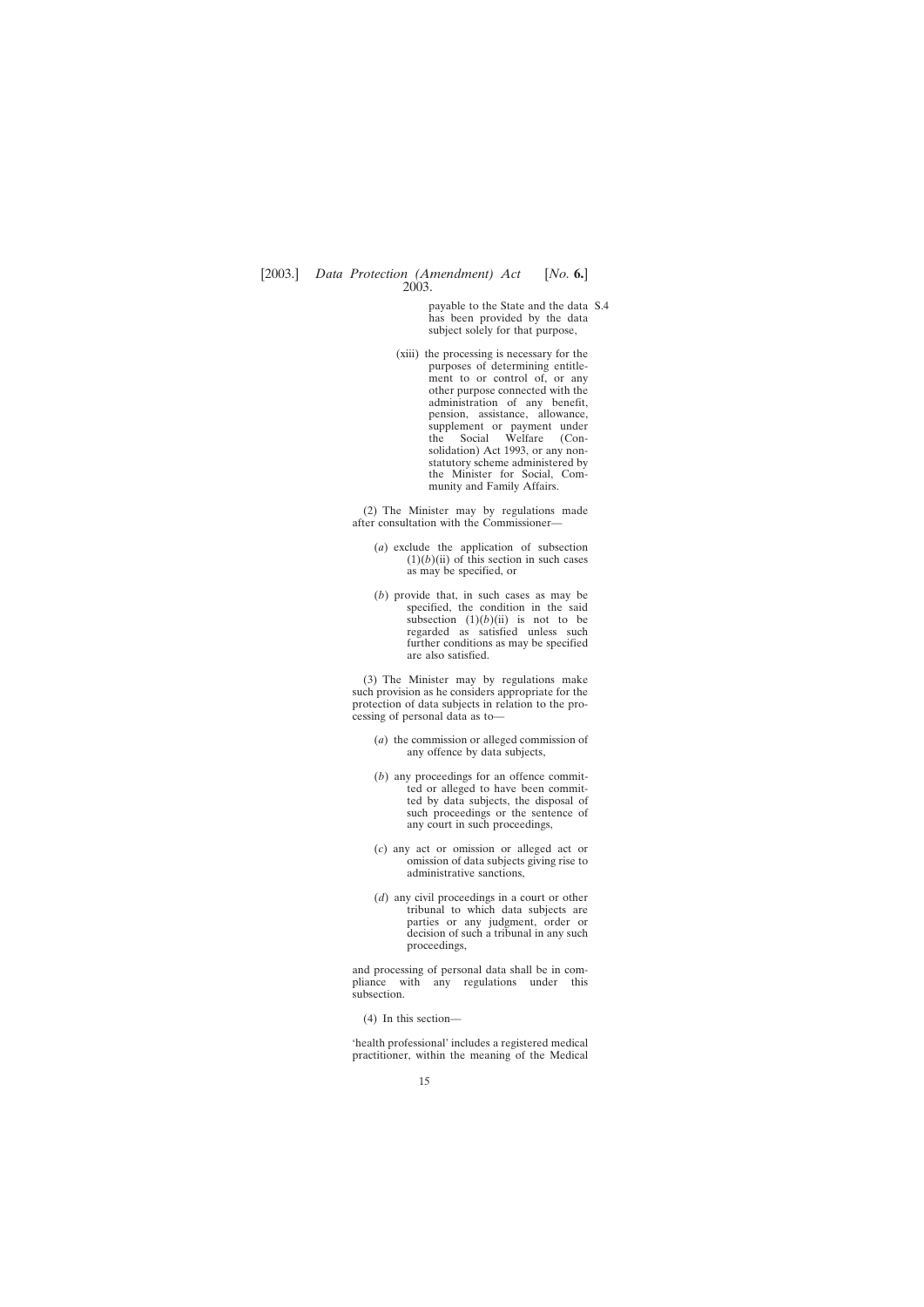payable to the State and the data has been provided by the data subject solely for that purpose,

(xiii) the processing is necessary for the purposes of determining entitlement to or control of, or any other purpose connected with the administration of any benefit, pension, assistance, allowance, supplement or payment under the Social Welfare (Consolidation) Act 1993, or any non-statutory scheme administered by the Minister for Social, Community and Family Affairs.

(2) The Minister may by regulations made after consultation with the Commissioner—

(*a*) exclude the application of subsection (1)(*b*)(ii) of this section in such cases as may be specified, or

(*b*) provide that, in such cases as may be specified, the condition in the said subsection (1)(*b*)(ii) is not to be regarded as satisfied unless such further conditions as may be specified are also satisfied.

(3) The Minister may by regulations make such provision as he considers appropriate for the protection of data subjects in relation to the processing of personal data as to—

(*a*) the commission or alleged commission of any offence by data subjects,

(*b*) any proceedings for an offence committed or alleged to have been committed by data subjects, the disposal of such proceedings or the sentence of any court in such proceedings,

(*c*) any act or omission or alleged act or omission of data subjects giving rise to administrative sanctions,

(*d*) any civil proceedings in a court or other tribunal to which data subjects are parties or any judgment, order or decision of such a tribunal in any such proceedings,

and processing of personal data shall be in compliance with any regulations under this subsection.

(4) In this section—

'health professional' includes a registered medical practitioner, within the meaning of the Medical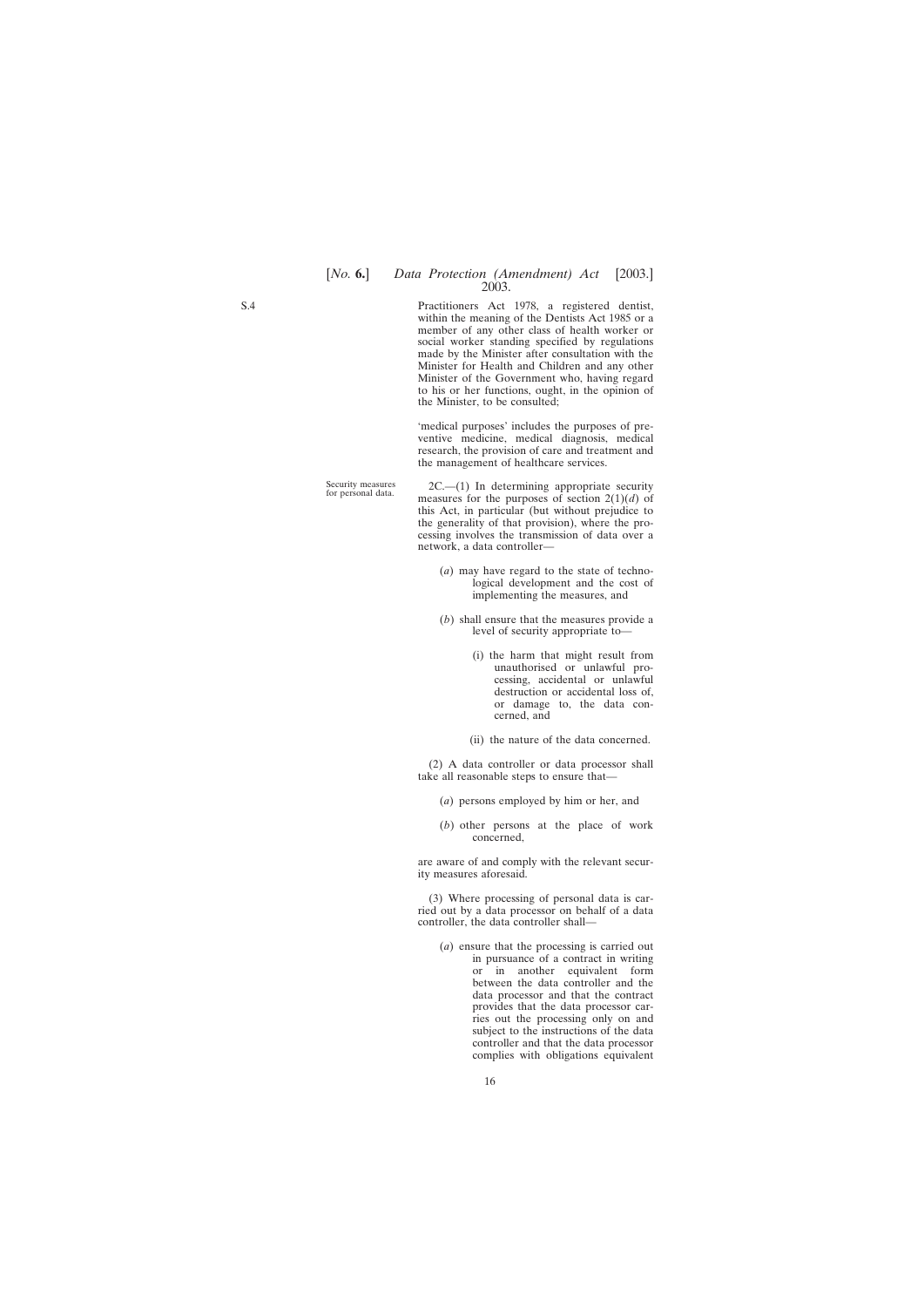Practitioners Act 1978, a registered dentist, within the meaning of the Dentists Act 1985 or a member of any other class of health worker or social worker standing specified by regulations made by the Minister after consultation with the Minister for Health and Children and any other Minister of the Government who, having regard to his or her functions, ought, in the opinion of the Minister, to be consulted;

'medical purposes' includes the purposes of preventive medicine, medical diagnosis, medical research, the provision of care and treatment and the management of healthcare services.

Security measures for personal data.

2C.—(1) In determining appropriate security measures for the purposes of section 2(1)(*d*) of this Act, in particular (but without prejudice to the generality of that provision), where the processing involves the transmission of data over a network, a data controller—

(*a*) may have regard to the state of technological development and the cost of implementing the measures, and

(*b*) shall ensure that the measures provide a level of security appropriate to—

(i) the harm that might result from unauthorised or unlawful processing, accidental or unlawful destruction or accidental loss of, or damage to, the data concerned, and

(ii) the nature of the data concerned.

(2) A data controller or data processor shall take all reasonable steps to ensure that—

(*a*) persons employed by him or her, and

(*b*) other persons at the place of work concerned,

are aware of and comply with the relevant security measures aforesaid.

(3) Where processing of personal data is carried out by a data processor on behalf of a data controller, the data controller shall—

(*a*) ensure that the processing is carried out in pursuance of a contract in writing or in another equivalent form between the data controller and the data processor and that the contract provides that the data processor carries out the processing only on and subject to the instructions of the data controller and that the data processor complies with obligations equivalent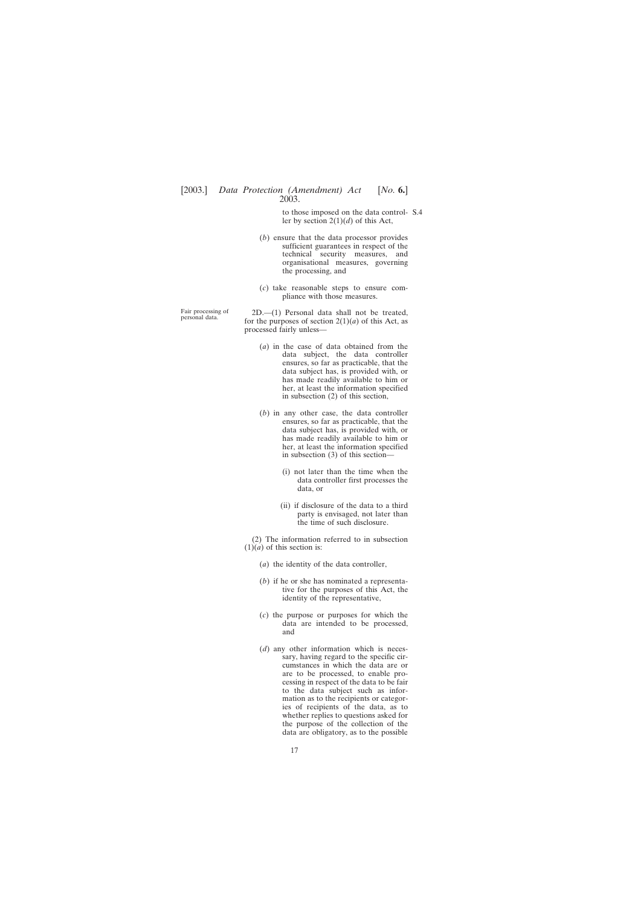to those imposed on the data controller by section 2(1)(*d*) of this Act,

(*b*) ensure that the data processor provides sufficient guarantees in respect of the technical security measures, and organisational measures, governing the processing, and

(*c*) take reasonable steps to ensure compliance with those measures.

Fair processing of personal data.

2D.—(1) Personal data shall not be treated, for the purposes of section 2(1)(*a*) of this Act, as processed fairly unless—

(*a*) in the case of data obtained from the data subject, the data controller ensures, so far as practicable, that the data subject has, is provided with, or has made readily available to him or her, at least the information specified in subsection (2) of this section,

(*b*) in any other case, the data controller ensures, so far as practicable, that the data subject has, is provided with, or has made readily available to him or her, at least the information specified in subsection (3) of this section—

(i) not later than the time when the data controller first processes the data, or

(ii) if disclosure of the data to a third party is envisaged, not later than the time of such disclosure.

(2) The information referred to in subsection (1)(*a*) of this section is:

(*a*) the identity of the data controller,

(*b*) if he or she has nominated a representative for the purposes of this Act, the identity of the representative,

(*c*) the purpose or purposes for which the data are intended to be processed, and

(*d*) any other information which is necessary, having regard to the specific circumstances in which the data are or are to be processed, to enable processing in respect of the data to be fair to the data subject such as information as to the recipients or categories of recipients of the data, as to whether replies to questions asked for the purpose of the collection of the data are obligatory, as to the possible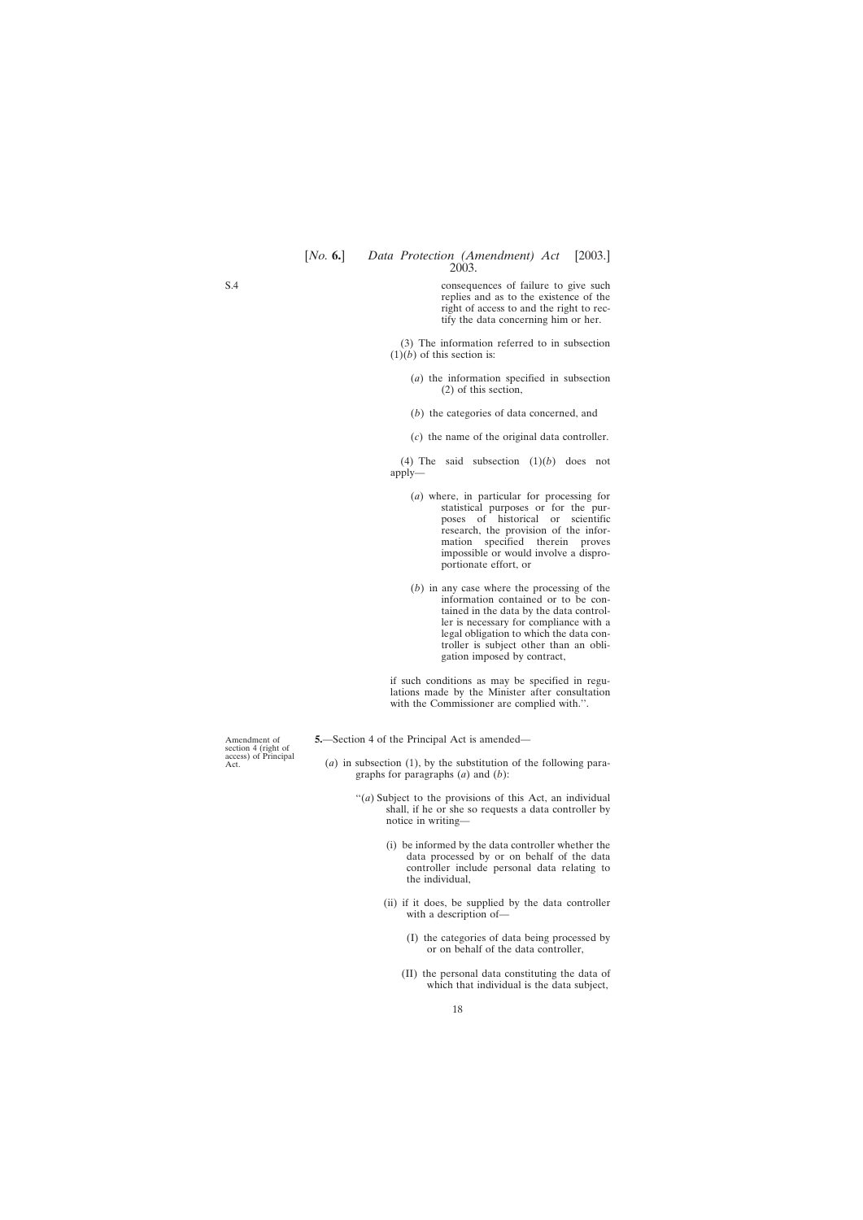consequences of failure to give such replies and as to the existence of the right of access to and the right to rectify the data concerning him or her.

(3) The information referred to in subsection (1)(*b*) of this section is:

(*a*) the information specified in subsection (2) of this section,

(*b*) the categories of data concerned, and

(*c*) the name of the original data controller.

(4) The said subsection (1)(*b*) does not apply—

(*a*) where, in particular for processing for statistical purposes or for the purposes of historical or scientific research, the provision of the information specified therein proves impossible or would involve a disproportionate effort, or

(*b*) in any case where the processing of the information contained or to be contained in the data by the data controller is necessary for compliance with a legal obligation to which the data controller is subject other than an obligation imposed by contract,

if such conditions as may be specified in regulations made by the Minister after consultation with the Commissioner are complied with.''.

Amendment of section 4 (right of access) of Principal Act.

**5.**—Section 4 of the Principal Act is amended—

(*a*) in subsection (1), by the substitution of the following paragraphs for paragraphs (*a*) and (*b*):

''(*a*) Subject to the provisions of this Act, an individual shall, if he or she so requests a data controller by notice in writing—

(i) be informed by the data controller whether the data processed by or on behalf of the data controller include personal data relating to the individual,

(ii) if it does, be supplied by the data controller with a description of—

(I) the categories of data being processed by or on behalf of the data controller,

(II) the personal data constituting the data of which that individual is the data subject,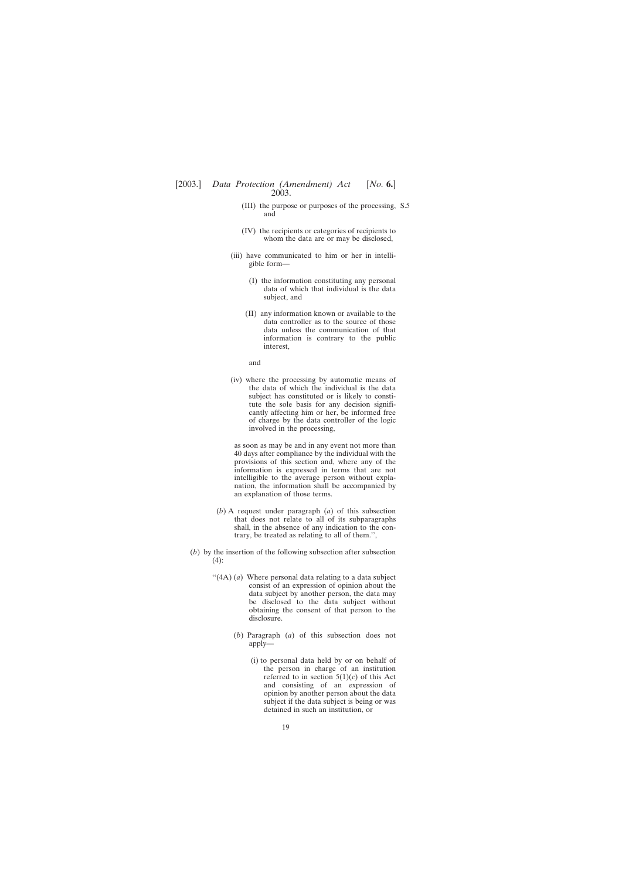(III) the purpose or purposes of the processing, and

(IV) the recipients or categories of recipients to whom the data are or may be disclosed,

(iii) have communicated to him or her in intelligible form—

(I) the information constituting any personal data of which that individual is the data subject, and

(II) any information known or available to the data controller as to the source of those data unless the communication of that information is contrary to the public interest,

and

(iv) where the processing by automatic means of the data of which the individual is the data subject has constituted or is likely to constitute the sole basis for any decision significantly affecting him or her, be informed free of charge by the data controller of the logic involved in the processing,

as soon as may be and in any event not more than 40 days after compliance by the individual with the provisions of this section and, where any of the information is expressed in terms that are not intelligible to the average person without explanation, the information shall be accompanied by an explanation of those terms.

(*b*) A request under paragraph (*a*) of this subsection that does not relate to all of its subparagraphs shall, in the absence of any indication to the contrary, be treated as relating to all of them.'',

(*b*) by the insertion of the following subsection after subsection (4):

''(4A) (*a*) Where personal data relating to a data subject consist of an expression of opinion about the data subject by another person, the data may be disclosed to the data subject without obtaining the consent of that person to the disclosure.

(*b*) Paragraph (*a*) of this subsection does not apply—

(i) to personal data held by or on behalf of the person in charge of an institution referred to in section 5(1)(*c*) of this Act and consisting of an expression of opinion by another person about the data subject if the data subject is being or was detained in such an institution, or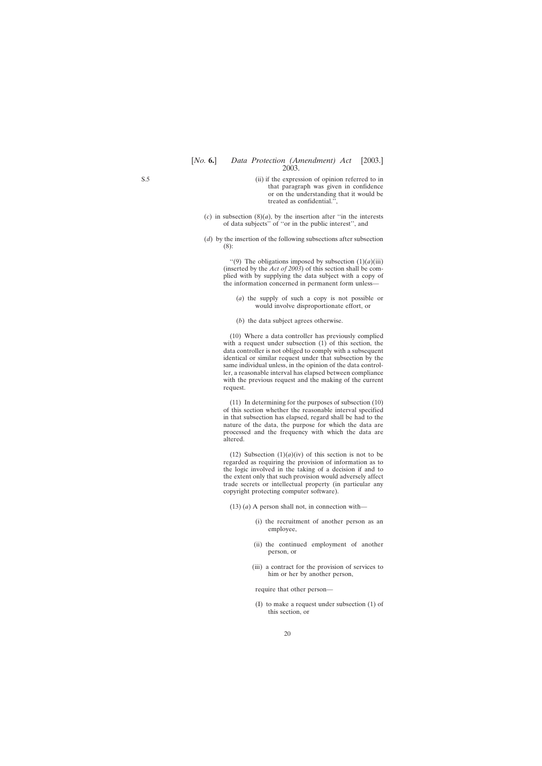(ii) if the expression of opinion referred to in that paragraph was given in confidence or on the understanding that it would be treated as confidential.'',

(*c*) in subsection (8)(*a*), by the insertion after ''in the interests of data subjects'' of ''or in the public interest'', and

(*d*) by the insertion of the following subsections after subsection (8):

''(9) The obligations imposed by subsection (1)(*a*)(iii) (inserted by the *Act of 2003*) of this section shall be complied with by supplying the data subject with a copy of the information concerned in permanent form unless—

(*a*) the supply of such a copy is not possible or would involve disproportionate effort, or

(*b*) the data subject agrees otherwise.

(10) Where a data controller has previously complied with a request under subsection (1) of this section, the data controller is not obliged to comply with a subsequent identical or similar request under that subsection by the same individual unless, in the opinion of the data controller, a reasonable interval has elapsed between compliance with the previous request and the making of the current request.

(11) In determining for the purposes of subsection (10) of this section whether the reasonable interval specified in that subsection has elapsed, regard shall be had to the nature of the data, the purpose for which the data are processed and the frequency with which the data are altered.

(12) Subsection (1)(*a*)(iv) of this section is not to be regarded as requiring the provision of information as to the logic involved in the taking of a decision if and to the extent only that such provision would adversely affect trade secrets or intellectual property (in particular any copyright protecting computer software).

(13) (*a*) A person shall not, in connection with—

(i) the recruitment of another person as an employee,

(ii) the continued employment of another person, or

(iii) a contract for the provision of services to him or her by another person,

require that other person—

(I) to make a request under subsection (1) of this section, or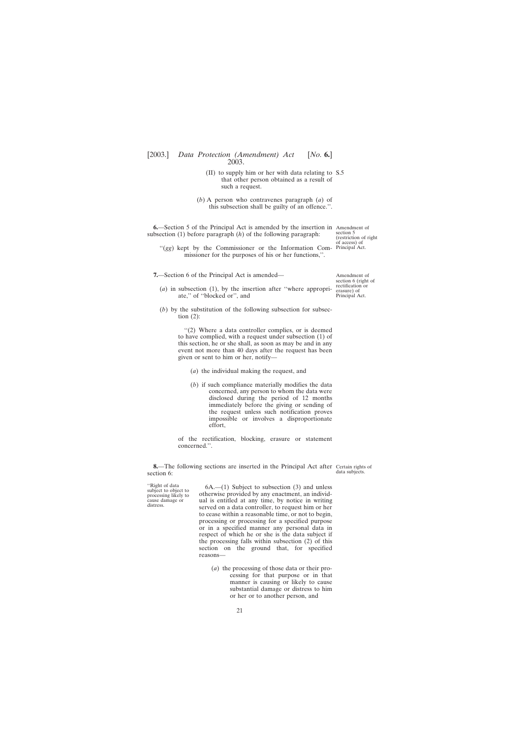(II) to supply him or her with data relating to that other person obtained as a result of such a request.

(*b*) A person who contravenes paragraph (*a*) of this subsection shall be guilty of an offence.''.

Amendment of section 5 (restriction of right of access) of Principal Act.

**6.**—Section 5 of the Principal Act is amended by the insertion in subsection (1) before paragraph (*h*) of the following paragraph:

''(*gg*) kept by the Commissioner or the Information Commissioner for the purposes of his or her functions,''.

Amendment of section 6 (right of rectification or erasure) of Principal Act.

**7.**—Section 6 of the Principal Act is amended—

(*a*) in subsection (1), by the insertion after ''where appropriate,'' of ''blocked or'', and

(*b*) by the substitution of the following subsection for subsection (2):

''(2) Where a data controller complies, or is deemed to have complied, with a request under subsection (1) of this section, he or she shall, as soon as may be and in any event not more than 40 days after the request has been given or sent to him or her, notify—

(*a*) the individual making the request, and

(*b*) if such compliance materially modifies the data concerned, any person to whom the data were disclosed during the period of 12 months immediately before the giving or sending of the request unless such notification proves impossible or involves a disproportionate effort,

of the rectification, blocking, erasure or statement concerned.''.

Certain rights of data subjects.

**8.**—The following sections are inserted in the Principal Act after section 6:

''Right of data subject to object to processing likely to cause damage or distress.

6A.—(1) Subject to subsection (3) and unless otherwise provided by any enactment, an individual is entitled at any time, by notice in writing served on a data controller, to request him or her to cease within a reasonable time, or not to begin, processing or processing for a specified purpose or in a specified manner any personal data in respect of which he or she is the data subject if the processing falls within subsection (2) of this section on the ground that, for specified reasons—

(*a*) the processing of those data or their processing for that purpose or in that manner is causing or likely to cause substantial damage or distress to him or her or to another person, and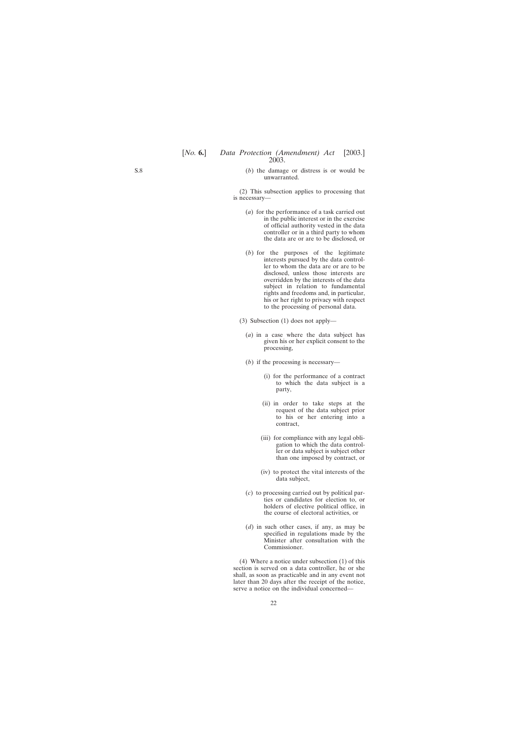(*b*) the damage or distress is or would be unwarranted.

(2) This subsection applies to processing that is necessary—

(*a*) for the performance of a task carried out in the public interest or in the exercise of official authority vested in the data controller or in a third party to whom the data are or are to be disclosed, or

(*b*) for the purposes of the legitimate interests pursued by the data controller to whom the data are or are to be disclosed, unless those interests are overridden by the interests of the data subject in relation to fundamental rights and freedoms and, in particular, his or her right to privacy with respect to the processing of personal data.

(3) Subsection (1) does not apply—

(*a*) in a case where the data subject has given his or her explicit consent to the processing,

(*b*) if the processing is necessary—

(i) for the performance of a contract to which the data subject is a party,

(ii) in order to take steps at the request of the data subject prior to his or her entering into a contract,

(iii) for compliance with any legal obligation to which the data controller or data subject is subject other than one imposed by contract, or

(iv) to protect the vital interests of the data subject,

(*c*) to processing carried out by political parties or candidates for election to, or holders of elective political office, in the course of electoral activities, or

(*d*) in such other cases, if any, as may be specified in regulations made by the Minister after consultation with the Commissioner.

(4) Where a notice under subsection (1) of this section is served on a data controller, he or she shall, as soon as practicable and in any event not later than 20 days after the receipt of the notice, serve a notice on the individual concerned—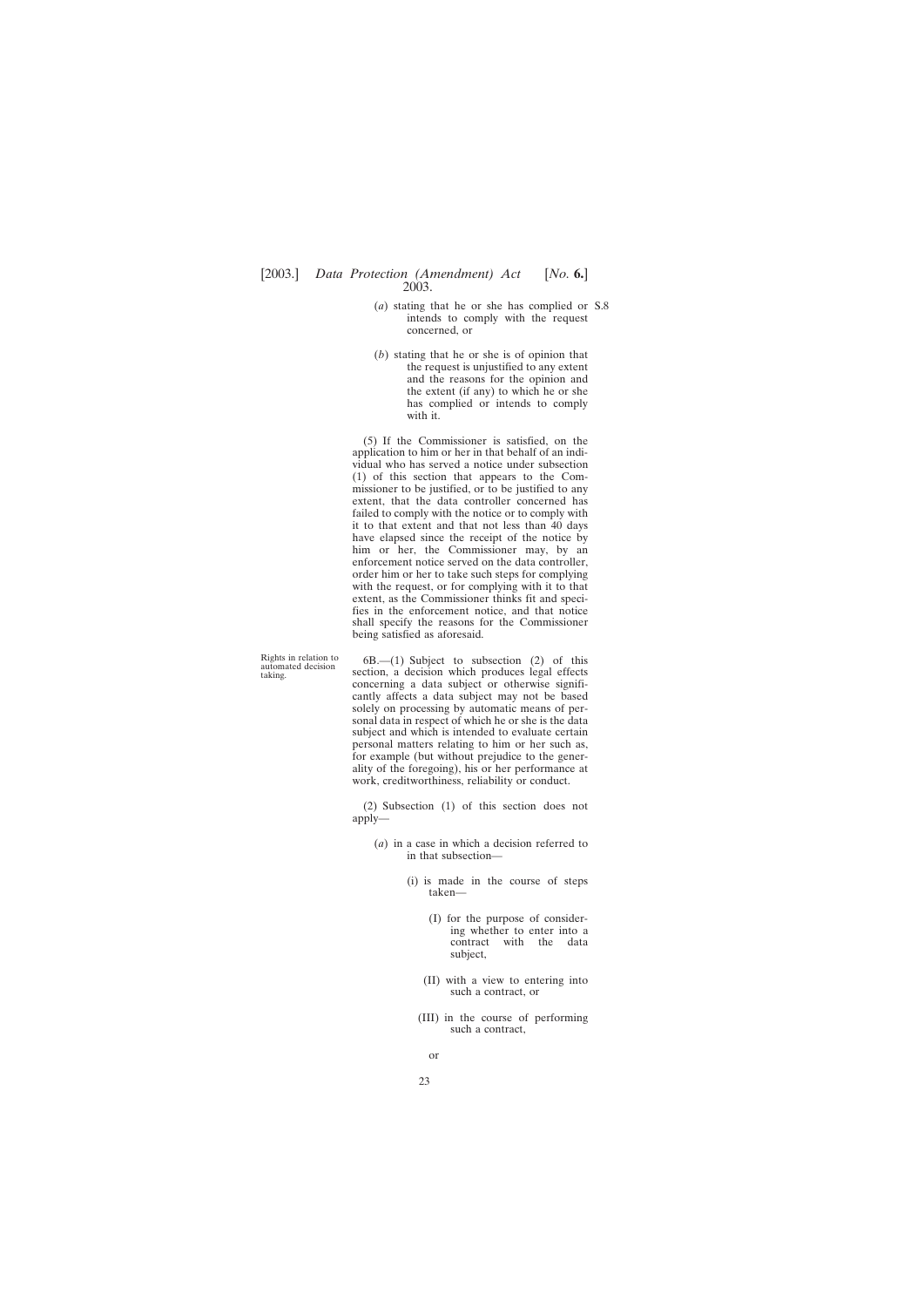(*a*) stating that he or she has complied or intends to comply with the request concerned, or

(*b*) stating that he or she is of opinion that the request is unjustified to any extent and the reasons for the opinion and the extent (if any) to which he or she has complied or intends to comply with it.

(5) If the Commissioner is satisfied, on the application to him or her in that behalf of an individual who has served a notice under subsection (1) of this section that appears to the Commissioner to be justified, or to be justified to any extent, that the data controller concerned has failed to comply with the notice or to comply with it to that extent and that not less than 40 days have elapsed since the receipt of the notice by him or her, the Commissioner may, by an enforcement notice served on the data controller, order him or her to take such steps for complying with the request, or for complying with it to that extent, as the Commissioner thinks fit and specifies in the enforcement notice, and that notice shall specify the reasons for the Commissioner being satisfied as aforesaid.

Rights in relation to automated decision taking.

6B.—(1) Subject to subsection (2) of this section, a decision which produces legal effects concerning a data subject or otherwise significantly affects a data subject may not be based solely on processing by automatic means of personal data in respect of which he or she is the data subject and which is intended to evaluate certain personal matters relating to him or her such as, for example (but without prejudice to the generality of the foregoing), his or her performance at work, creditworthiness, reliability or conduct.

(2) Subsection (1) of this section does not apply—

(*a*) in a case in which a decision referred to in that subsection—

(i) is made in the course of steps taken—

(I) for the purpose of considering whether to enter into a contract with the data subject,

(II) with a view to entering into such a contract, or

(III) in the course of performing such a contract,

or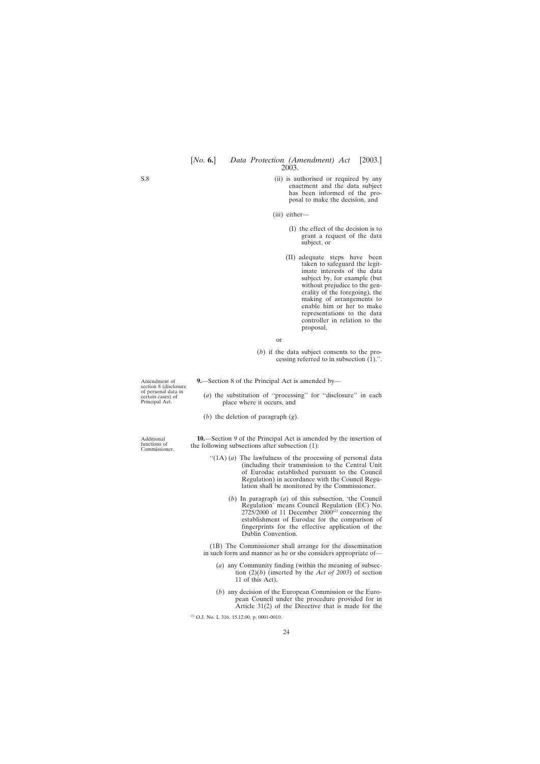(ii) is authorised or required by any enactment and the data subject has been informed of the proposal to make the decision, and

(iii) either—

(I) the effect of the decision is to grant a request of the data subject, or

(II) adequate steps have been taken to safeguard the legitimate interests of the data subject by, for example (but without prejudice to the generality of the foregoing), the making of arrangements to enable him or her to make representations to the data controller in relation to the proposal,

or

(*b*) if the data subject consents to the processing referred to in subsection (1).''.

Amendment of section 8 (disclosure of personal data in certain cases) of Principal Act.

**9.**—Section 8 of the Principal Act is amended by—

(*a*) the substitution of ''processing'' for ''disclosure'' in each place where it occurs, and

(*b*) the deletion of paragraph (*g*).

Additional functions of Commissioner.

**10.**—Section 9 of the Principal Act is amended by the insertion of the following subsections after subsection (1):

''(1A) (*a*) The lawfulness of the processing of personal data (including their transmission to the Central Unit of Eurodac established pursuant to the Council Regulation) in accordance with the Council Regulation shall be monitored by the Commissioner.

(*b*) In paragraph (*a*) of this subsection, 'the Council Regulation' means Council Regulation (EC) No. 2725/2000 of 11 December 2000[2] concerning the establishment of Eurodac for the comparison of fingerprints for the effective application of the Dublin Convention.

(1B) The Commissioner shall arrange for the dissemination in such form and manner as he or she considers appropriate of—

(*a*) any Community finding (within the meaning of subsection (2)(*b*) (inserted by the *Act of 2003*) of section 11 of this Act),

(*b*) any decision of the European Commission or the European Council under the procedure provided for in Article 31(2) of the Directive that is made for the

[2] O.J. No. L 316, 15.12.00, p. 0001-0010.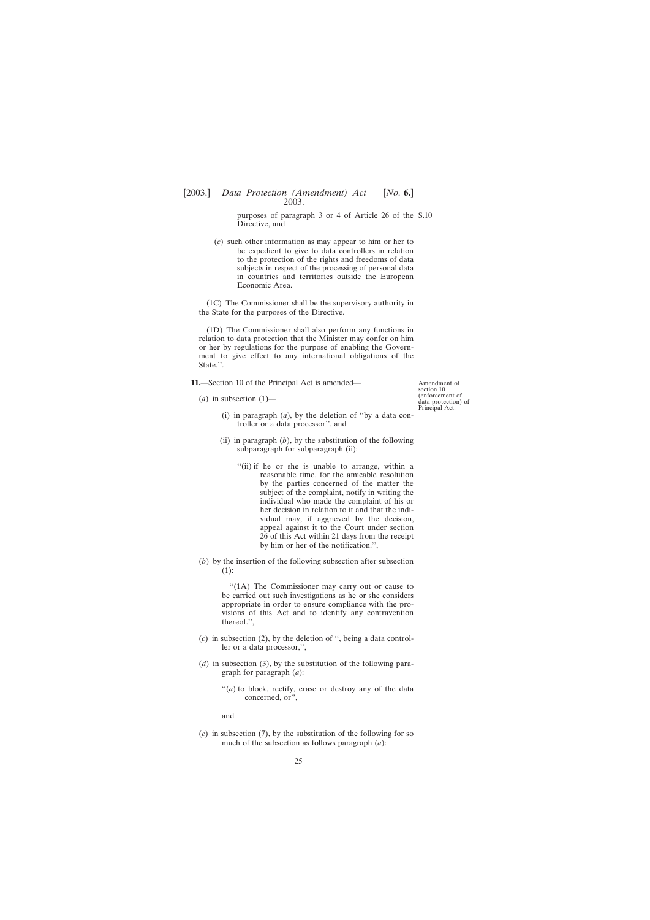purposes of paragraph 3 or 4 of Article 26 of the Directive, and

(*c*) such other information as may appear to him or her to be expedient to give to data controllers in relation to the protection of the rights and freedoms of data subjects in respect of the processing of personal data in countries and territories outside the European Economic Area.

(1C) The Commissioner shall be the supervisory authority in the State for the purposes of the Directive.

(1D) The Commissioner shall also perform any functions in relation to data protection that the Minister may confer on him or her by regulations for the purpose of enabling the Government to give effect to any international obligations of the State.''.

Amendment of section 10 (enforcement of data protection) of Principal Act.

**11.**—Section 10 of the Principal Act is amended—

(*a*) in subsection (1)—

(i) in paragraph (*a*), by the deletion of ''by a data controller or a data processor'', and

(ii) in paragraph (*b*), by the substitution of the following subparagraph for subparagraph (ii):

''(ii) if he or she is unable to arrange, within a reasonable time, for the amicable resolution by the parties concerned of the matter the subject of the complaint, notify in writing the individual who made the complaint of his or her decision in relation to it and that the individual may, if aggrieved by the decision, appeal against it to the Court under section 26 of this Act within 21 days from the receipt by him or her of the notification.'',

(*b*) by the insertion of the following subsection after subsection (1):

''(1A) The Commissioner may carry out or cause to be carried out such investigations as he or she considers appropriate in order to ensure compliance with the provisions of this Act and to identify any contravention thereof.'',

(*c*) in subsection (2), by the deletion of '', being a data controller or a data processor,'',

(*d*) in subsection (3), by the substitution of the following paragraph for paragraph (*a*):

''(*a*) to block, rectify, erase or destroy any of the data concerned, or'',

and

(*e*) in subsection (7), by the substitution of the following for so much of the subsection as follows paragraph (*a*):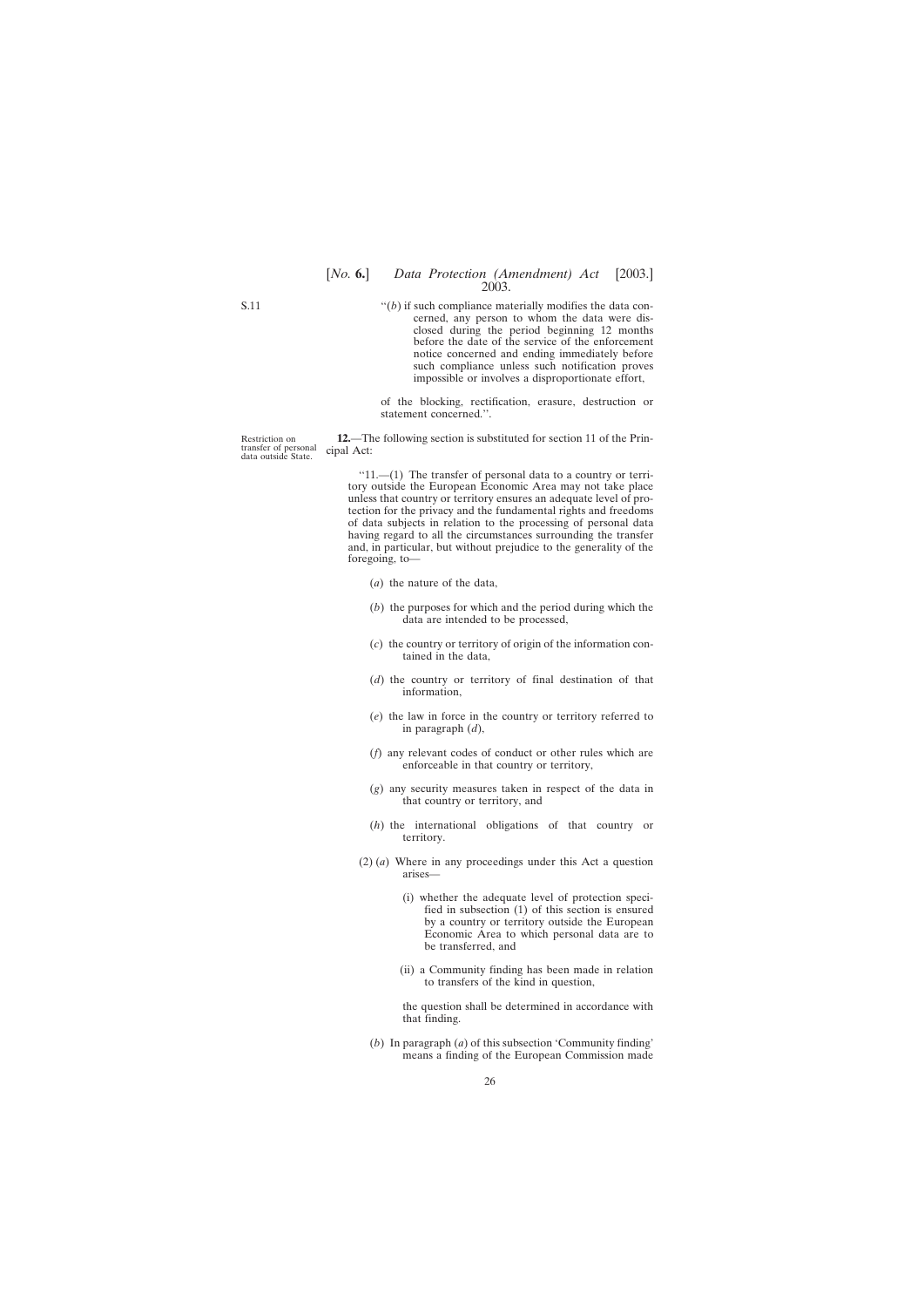S.11

"(*b*) if such compliance materially modifies the data concerned, any person to whom the data were disclosed during the period beginning 12 months before the date of the service of the enforcement notice concerned and ending immediately before such compliance unless such notification proves impossible or involves a disproportionate effort,

of the blocking, rectification, erasure, destruction or statement concerned.".

Restriction on transfer of personal data outside State.

**12.**—The following section is substituted for section 11 of the Principal Act:

"11.—(1) The transfer of personal data to a country or territory outside the European Economic Area may not take place unless that country or territory ensures an adequate level of protection for the privacy and the fundamental rights and freedoms of data subjects in relation to the processing of personal data having regard to all the circumstances surrounding the transfer and, in particular, but without prejudice to the generality of the foregoing, to—

(*a*) the nature of the data,

(*b*) the purposes for which and the period during which the data are intended to be processed,

(*c*) the country or territory of origin of the information contained in the data,

(*d*) the country or territory of final destination of that information,

(*e*) the law in force in the country or territory referred to in paragraph (*d*),

(*f*) any relevant codes of conduct or other rules which are enforceable in that country or territory,

(*g*) any security measures taken in respect of the data in that country or territory, and

(*h*) the international obligations of that country or territory.

(2) (*a*) Where in any proceedings under this Act a question arises—

(i) whether the adequate level of protection specified in subsection (1) of this section is ensured by a country or territory outside the European Economic Area to which personal data are to be transferred, and

(ii) a Community finding has been made in relation to transfers of the kind in question,

the question shall be determined in accordance with that finding.

(*b*) In paragraph (*a*) of this subsection 'Community finding' means a finding of the European Commission made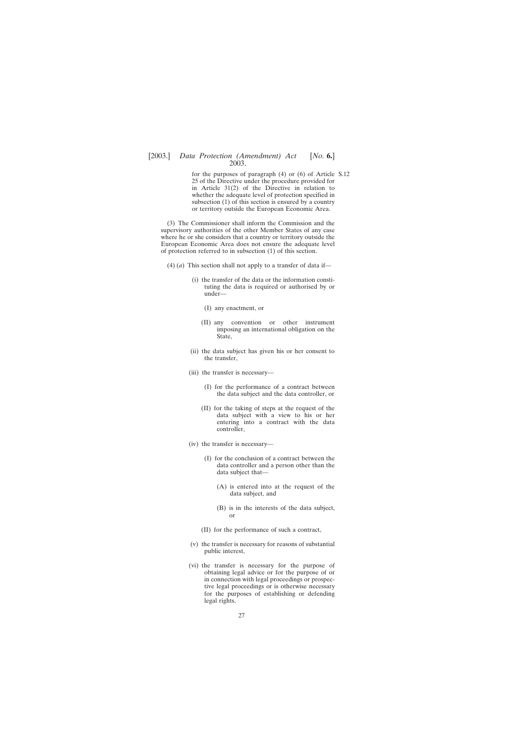for the purposes of paragraph (4) or (6) of Article 25 of the Directive under the procedure provided for in Article 31(2) of the Directive in relation to whether the adequate level of protection specified in subsection (1) of this section is ensured by a country or territory outside the European Economic Area.

(3) The Commissioner shall inform the Commission and the supervisory authorities of the other Member States of any case where he or she considers that a country or territory outside the European Economic Area does not ensure the adequate level of protection referred to in subsection (1) of this section.

(4) (*a*) This section shall not apply to a transfer of data if—

(i) the transfer of the data or the information constituting the data is required or authorised by or under—

(I) any enactment, or

(II) any convention or other instrument imposing an international obligation on the State,

(ii) the data subject has given his or her consent to the transfer,

(iii) the transfer is necessary—

(I) for the performance of a contract between the data subject and the data controller, or

(II) for the taking of steps at the request of the data subject with a view to his or her entering into a contract with the data controller,

(iv) the transfer is necessary—

(I) for the conclusion of a contract between the data controller and a person other than the data subject that—

(A) is entered into at the request of the data subject, and

(B) is in the interests of the data subject, or

(II) for the performance of such a contract,

(v) the transfer is necessary for reasons of substantial public interest,

(vi) the transfer is necessary for the purpose of obtaining legal advice or for the purpose of or in connection with legal proceedings or prospective legal proceedings or is otherwise necessary for the purposes of establishing or defending legal rights,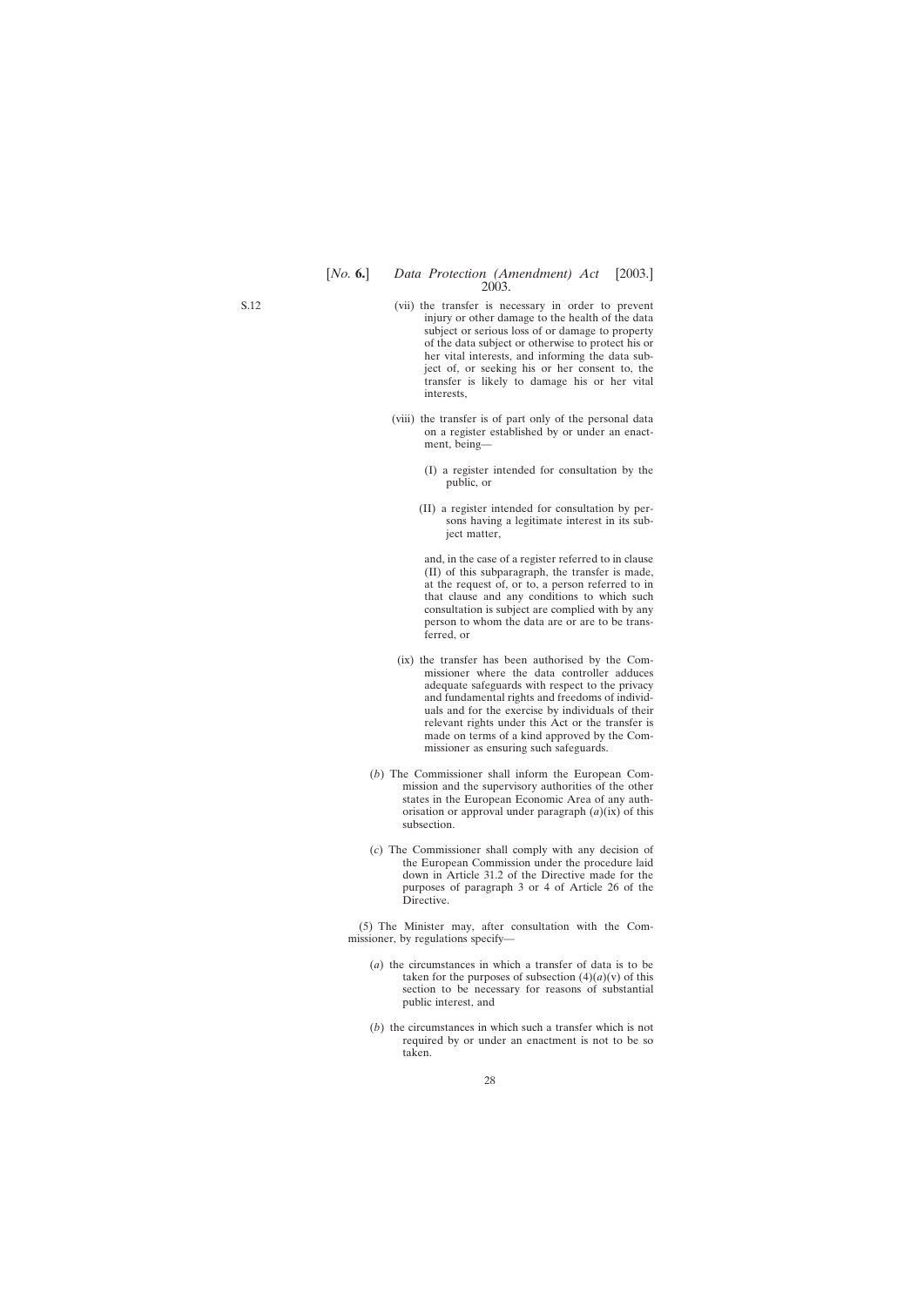(vii) the transfer is necessary in order to prevent injury or other damage to the health of the data subject or serious loss of or damage to property of the data subject or otherwise to protect his or her vital interests, and informing the data subject of, or seeking his or her consent to, the transfer is likely to damage his or her vital interests,

(viii) the transfer is of part only of the personal data on a register established by or under an enactment, being—

(I) a register intended for consultation by the public, or

(II) a register intended for consultation by persons having a legitimate interest in its subject matter,

and, in the case of a register referred to in clause (II) of this subparagraph, the transfer is made, at the request of, or to, a person referred to in that clause and any conditions to which such consultation is subject are complied with by any person to whom the data are or are to be transferred, or

(ix) the transfer has been authorised by the Commissioner where the data controller adduces adequate safeguards with respect to the privacy and fundamental rights and freedoms of individuals and for the exercise by individuals of their relevant rights under this Act or the transfer is made on terms of a kind approved by the Commissioner as ensuring such safeguards.

(*b*) The Commissioner shall inform the European Commission and the supervisory authorities of the other states in the European Economic Area of any authorisation or approval under paragraph (*a*)(ix) of this subsection.

(*c*) The Commissioner shall comply with any decision of the European Commission under the procedure laid down in Article 31.2 of the Directive made for the purposes of paragraph 3 or 4 of Article 26 of the Directive.

(5) The Minister may, after consultation with the Commissioner, by regulations specify—

(*a*) the circumstances in which a transfer of data is to be taken for the purposes of subsection (4)(*a*)(v) of this section to be necessary for reasons of substantial public interest, and

(*b*) the circumstances in which such a transfer which is not required by or under an enactment is not to be so taken.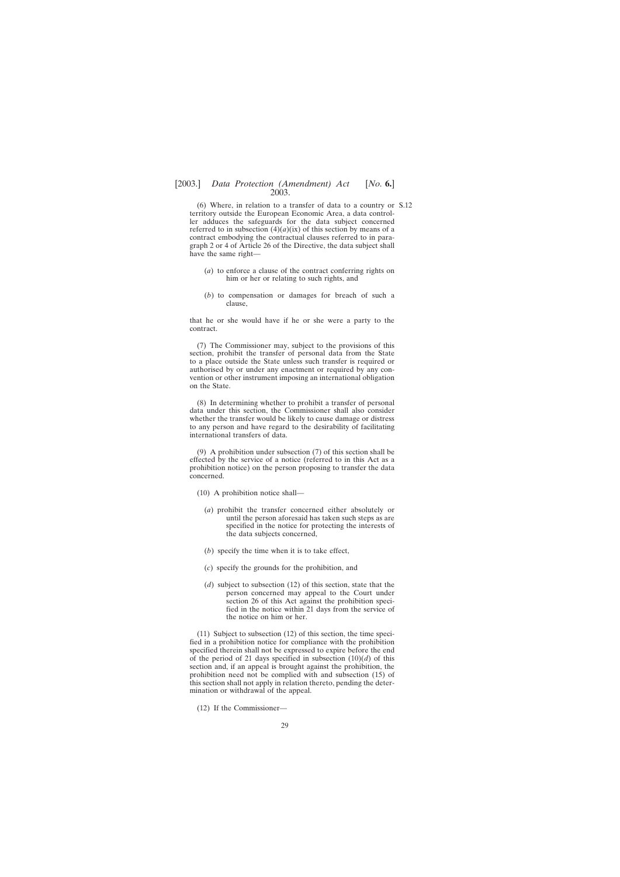(6) Where, in relation to a transfer of data to a country or territory outside the European Economic Area, a data controller adduces the safeguards for the data subject concerned referred to in subsection (4)(*a*)(ix) of this section by means of a contract embodying the contractual clauses referred to in paragraph 2 or 4 of Article 26 of the Directive, the data subject shall have the same right—

(*a*) to enforce a clause of the contract conferring rights on him or her or relating to such rights, and

(*b*) to compensation or damages for breach of such a clause,

that he or she would have if he or she were a party to the contract.

(7) The Commissioner may, subject to the provisions of this section, prohibit the transfer of personal data from the State to a place outside the State unless such transfer is required or authorised by or under any enactment or required by any convention or other instrument imposing an international obligation on the State.

(8) In determining whether to prohibit a transfer of personal data under this section, the Commissioner shall also consider whether the transfer would be likely to cause damage or distress to any person and have regard to the desirability of facilitating international transfers of data.

(9) A prohibition under subsection (7) of this section shall be effected by the service of a notice (referred to in this Act as a prohibition notice) on the person proposing to transfer the data concerned.

(10) A prohibition notice shall—

(*a*) prohibit the transfer concerned either absolutely or until the person aforesaid has taken such steps as are specified in the notice for protecting the interests of the data subjects concerned,

(*b*) specify the time when it is to take effect,

(*c*) specify the grounds for the prohibition, and

(*d*) subject to subsection (12) of this section, state that the person concerned may appeal to the Court under section 26 of this Act against the prohibition specified in the notice within 21 days from the service of the notice on him or her.

(11) Subject to subsection (12) of this section, the time specified in a prohibition notice for compliance with the prohibition specified therein shall not be expressed to expire before the end of the period of 21 days specified in subsection (10)(*d*) of this section and, if an appeal is brought against the prohibition, the prohibition need not be complied with and subsection (15) of this section shall not apply in relation thereto, pending the determination or withdrawal of the appeal.

(12) If the Commissioner—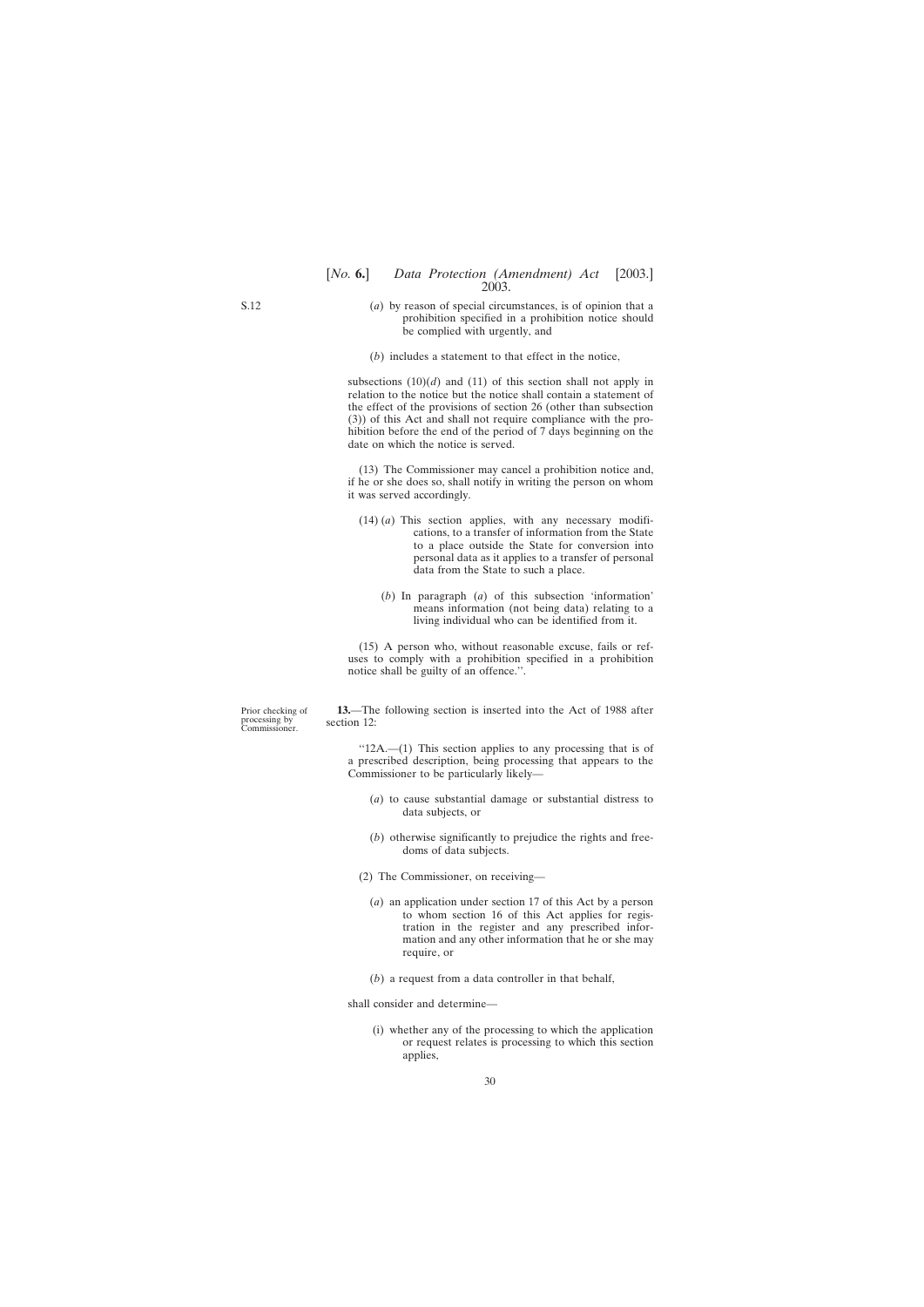S.12

(*a*) by reason of special circumstances, is of opinion that a prohibition specified in a prohibition notice should be complied with urgently, and

(*b*) includes a statement to that effect in the notice,

subsections (10)(*d*) and (11) of this section shall not apply in relation to the notice but the notice shall contain a statement of the effect of the provisions of section 26 (other than subsection (3)) of this Act and shall not require compliance with the prohibition before the end of the period of 7 days beginning on the date on which the notice is served.

(13) The Commissioner may cancel a prohibition notice and, if he or she does so, shall notify in writing the person on whom it was served accordingly.

(14) (*a*) This section applies, with any necessary modifications, to a transfer of information from the State to a place outside the State for conversion into personal data as it applies to a transfer of personal data from the State to such a place.

(*b*) In paragraph (*a*) of this subsection 'information' means information (not being data) relating to a living individual who can be identified from it.

(15) A person who, without reasonable excuse, fails or refuses to comply with a prohibition specified in a prohibition notice shall be guilty of an offence.''.

Prior checking of processing by Commissioner.

**13.**—The following section is inserted into the Act of 1988 after section 12:

''12A.—(1) This section applies to any processing that is of a prescribed description, being processing that appears to the Commissioner to be particularly likely—

(*a*) to cause substantial damage or substantial distress to data subjects, or

(*b*) otherwise significantly to prejudice the rights and freedoms of data subjects.

(2) The Commissioner, on receiving—

(*a*) an application under section 17 of this Act by a person to whom section 16 of this Act applies for registration in the register and any prescribed information and any other information that he or she may require, or

(*b*) a request from a data controller in that behalf,

shall consider and determine—

(i) whether any of the processing to which the application or request relates is processing to which this section applies,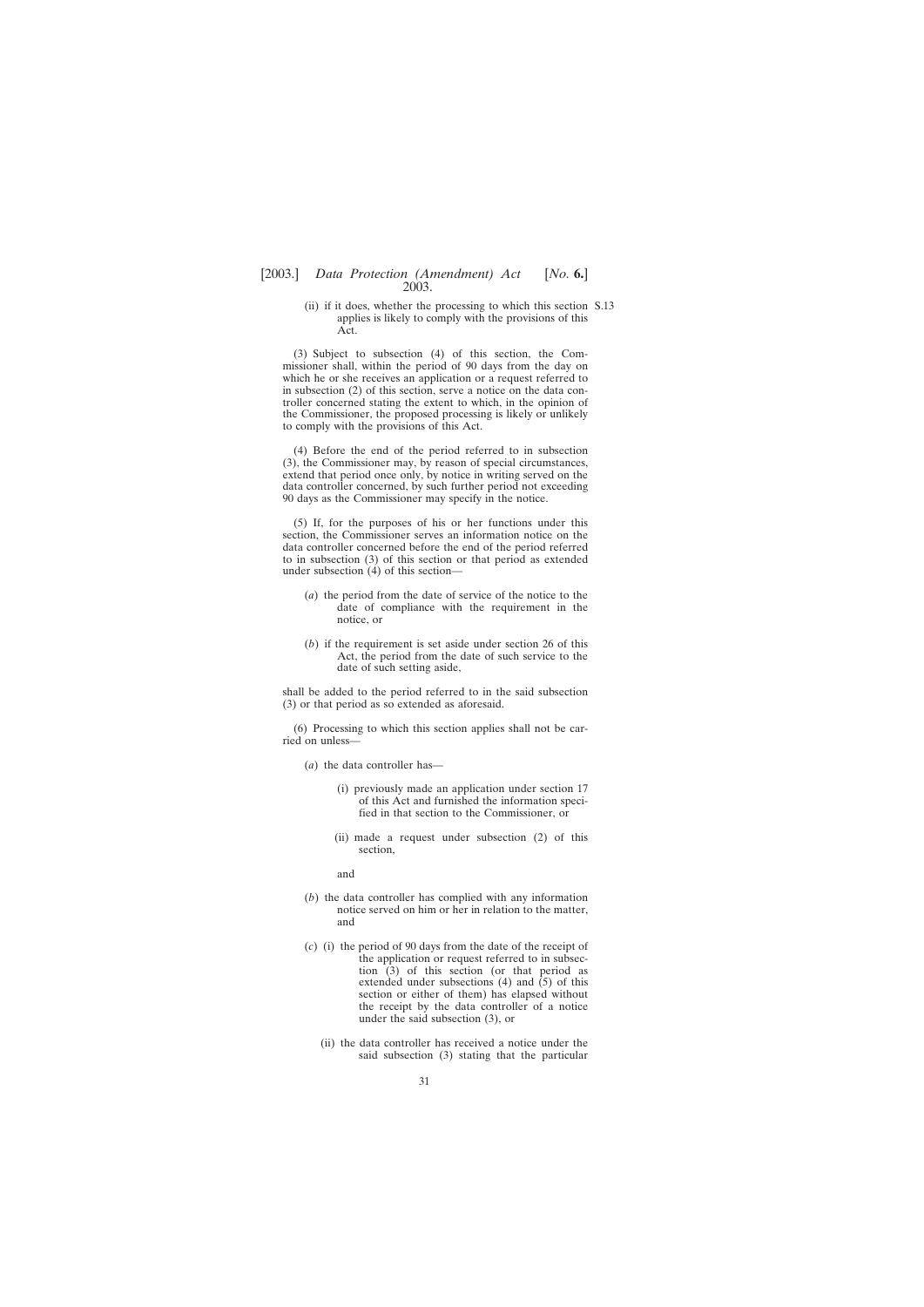(ii) if it does, whether the processing to which this section applies is likely to comply with the provisions of this Act.

(3) Subject to subsection (4) of this section, the Commissioner shall, within the period of 90 days from the day on which he or she receives an application or a request referred to in subsection (2) of this section, serve a notice on the data controller concerned stating the extent to which, in the opinion of the Commissioner, the proposed processing is likely or unlikely to comply with the provisions of this Act.

(4) Before the end of the period referred to in subsection (3), the Commissioner may, by reason of special circumstances, extend that period once only, by notice in writing served on the data controller concerned, by such further period not exceeding 90 days as the Commissioner may specify in the notice.

(5) If, for the purposes of his or her functions under this section, the Commissioner serves an information notice on the data controller concerned before the end of the period referred to in subsection (3) of this section or that period as extended under subsection (4) of this section—

(*a*) the period from the date of service of the notice to the date of compliance with the requirement in the notice, or

(*b*) if the requirement is set aside under section 26 of this Act, the period from the date of such service to the date of such setting aside,

shall be added to the period referred to in the said subsection (3) or that period as so extended as aforesaid.

(6) Processing to which this section applies shall not be carried on unless—

(*a*) the data controller has—

(i) previously made an application under section 17 of this Act and furnished the information specified in that section to the Commissioner, or

(ii) made a request under subsection (2) of this section,

and

(*b*) the data controller has complied with any information notice served on him or her in relation to the matter, and

(*c*) (i) the period of 90 days from the date of the receipt of the application or request referred to in subsection (3) of this section (or that period as extended under subsections (4) and (5) of this section or either of them) has elapsed without the receipt by the data controller of a notice under the said subsection (3), or

(ii) the data controller has received a notice under the said subsection (3) stating that the particular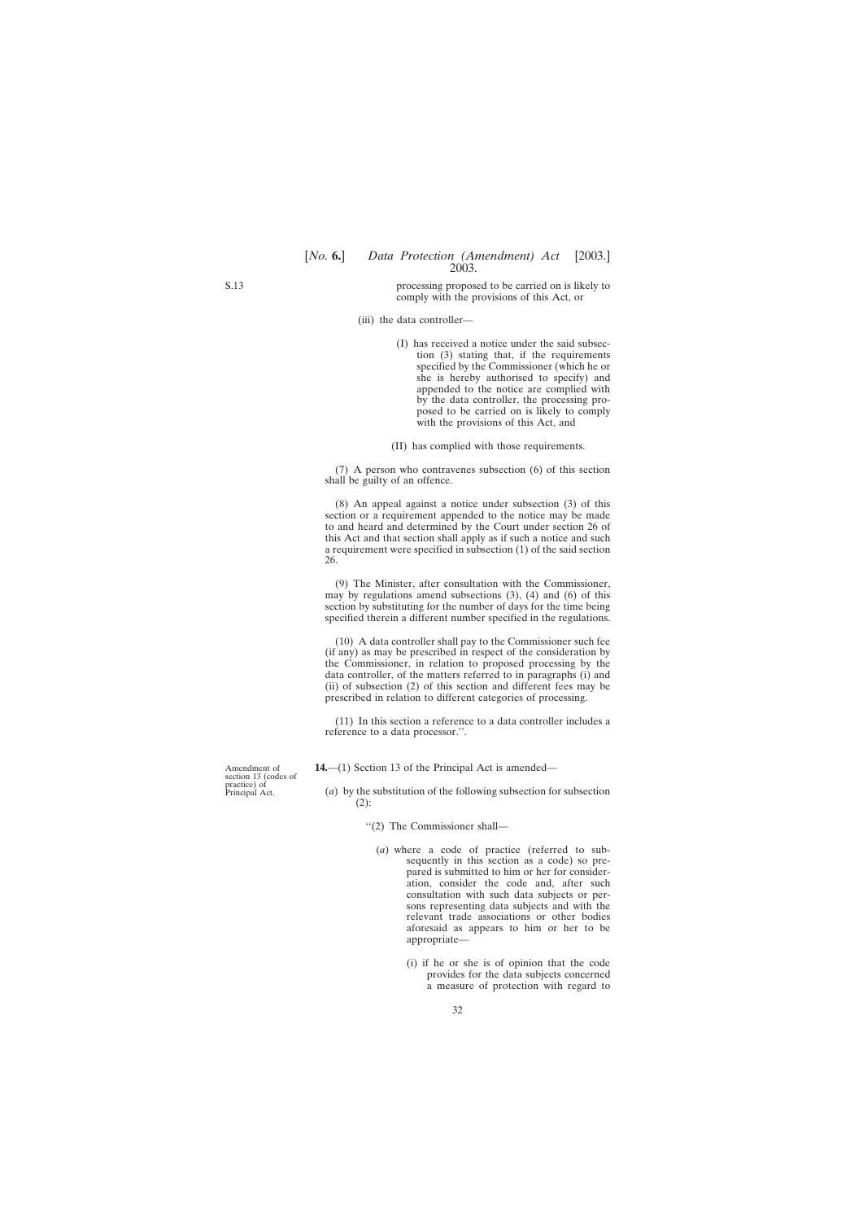processing proposed to be carried on is likely to comply with the provisions of this Act, or

(iii) the data controller—

(I) has received a notice under the said subsection (3) stating that, if the requirements specified by the Commissioner (which he or she is hereby authorised to specify) and appended to the notice are complied with by the data controller, the processing proposed to be carried on is likely to comply with the provisions of this Act, and

(II) has complied with those requirements.

(7) A person who contravenes subsection (6) of this section shall be guilty of an offence.

(8) An appeal against a notice under subsection (3) of this section or a requirement appended to the notice may be made to and heard and determined by the Court under section 26 of this Act and that section shall apply as if such a notice and such a requirement were specified in subsection (1) of the said section 26.

(9) The Minister, after consultation with the Commissioner, may by regulations amend subsections (3), (4) and (6) of this section by substituting for the number of days for the time being specified therein a different number specified in the regulations.

(10) A data controller shall pay to the Commissioner such fee (if any) as may be prescribed in respect of the consideration by the Commissioner, in relation to proposed processing by the data controller, of the matters referred to in paragraphs (i) and (ii) of subsection (2) of this section and different fees may be prescribed in relation to different categories of processing.

(11) In this section a reference to a data controller includes a reference to a data processor.''.

*Amendment of section 13 (codes of practice) of Principal Act.*

**14.**—(1) Section 13 of the Principal Act is amended—

(*a*) by the substitution of the following subsection for subsection (2):

''(2) The Commissioner shall—

(*a*) where a code of practice (referred to subsequently in this section as a code) so prepared is submitted to him or her for consideration, consider the code and, after such consultation with such data subjects or persons representing data subjects and with the relevant trade associations or other bodies aforesaid as appears to him or her to be appropriate—

(i) if he or she is of opinion that the code provides for the data subjects concerned a measure of protection with regard to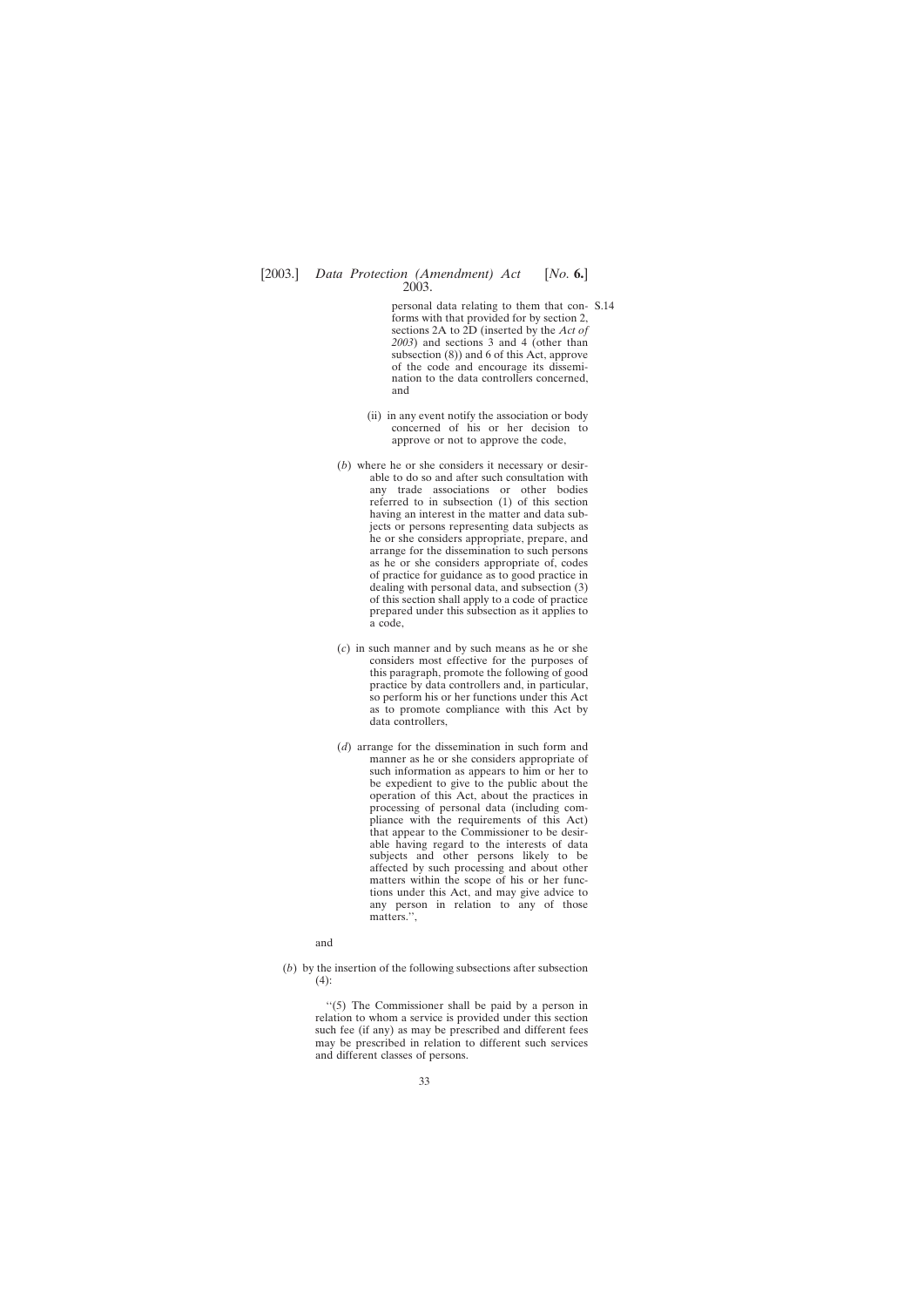personal data relating to them that conforms with that provided for by section 2, sections 2A to 2D (inserted by the *Act of 2003*) and sections 3 and 4 (other than subsection (8)) and 6 of this Act, approve of the code and encourage its dissemination to the data controllers concerned, and

(ii) in any event notify the association or body concerned of his or her decision to approve or not to approve the code,

(*b*) where he or she considers it necessary or desirable to do so and after such consultation with any trade associations or other bodies referred to in subsection (1) of this section having an interest in the matter and data subjects or persons representing data subjects as he or she considers appropriate, prepare, and arrange for the dissemination to such persons as he or she considers appropriate of, codes of practice for guidance as to good practice in dealing with personal data, and subsection (3) of this section shall apply to a code of practice prepared under this subsection as it applies to a code,

(*c*) in such manner and by such means as he or she considers most effective for the purposes of this paragraph, promote the following of good practice by data controllers and, in particular, so perform his or her functions under this Act as to promote compliance with this Act by data controllers,

(*d*) arrange for the dissemination in such form and manner as he or she considers appropriate of such information as appears to him or her to be expedient to give to the public about the operation of this Act, about the practices in processing of personal data (including compliance with the requirements of this Act) that appear to the Commissioner to be desirable having regard to the interests of data subjects and other persons likely to be affected by such processing and about other matters within the scope of his or her functions under this Act, and may give advice to any person in relation to any of those matters.'',

and

(*b*) by the insertion of the following subsections after subsection (4):

''(5) The Commissioner shall be paid by a person in relation to whom a service is provided under this section such fee (if any) as may be prescribed and different fees may be prescribed in relation to different such services and different classes of persons.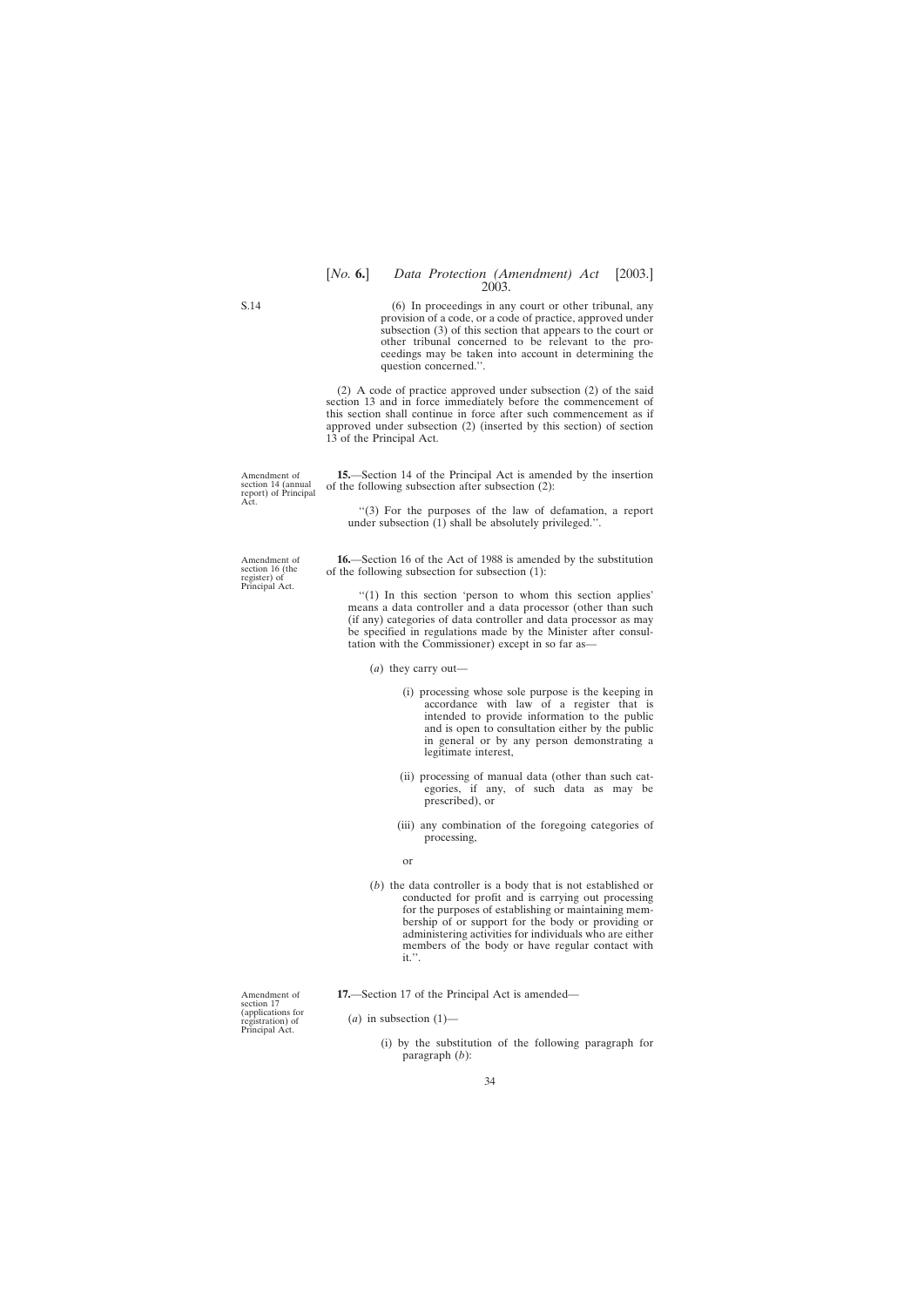S.14

(6) In proceedings in any court or other tribunal, any provision of a code, or a code of practice, approved under subsection (3) of this section that appears to the court or other tribunal concerned to be relevant to the proceedings may be taken into account in determining the question concerned.''.

(2) A code of practice approved under subsection (2) of the said section 13 and in force immediately before the commencement of this section shall continue in force after such commencement as if approved under subsection (2) (inserted by this section) of section 13 of the Principal Act.

Amendment of section 14 (annual report) of Principal Act.

**15.**—Section 14 of the Principal Act is amended by the insertion of the following subsection after subsection (2):

> ''(3) For the purposes of the law of defamation, a report under subsection (1) shall be absolutely privileged.''.

Amendment of section 16 (the register) of Principal Act.

**16.**—Section 16 of the Act of 1988 is amended by the substitution of the following subsection for subsection (1):

> ''(1) In this section 'person to whom this section applies' means a data controller and a data processor (other than such (if any) categories of data controller and data processor as may be specified in regulations made by the Minister after consultation with the Commissioner) except in so far as—
>
> (*a*) they carry out—
>
> (i) processing whose sole purpose is the keeping in accordance with law of a register that is intended to provide information to the public and is open to consultation either by the public in general or by any person demonstrating a legitimate interest,
>
> (ii) processing of manual data (other than such categories, if any, of such data as may be prescribed), or
>
> (iii) any combination of the foregoing categories of processing,
>
> or
>
> (*b*) the data controller is a body that is not established or conducted for profit and is carrying out processing for the purposes of establishing or maintaining membership of or support for the body or providing or administering activities for individuals who are either members of the body or have regular contact with it.''.

Amendment of section 17 (applications for registration) of Principal Act.

**17.**—Section 17 of the Principal Act is amended—

(*a*) in subsection (1)—

(i) by the substitution of the following paragraph for paragraph (*b*):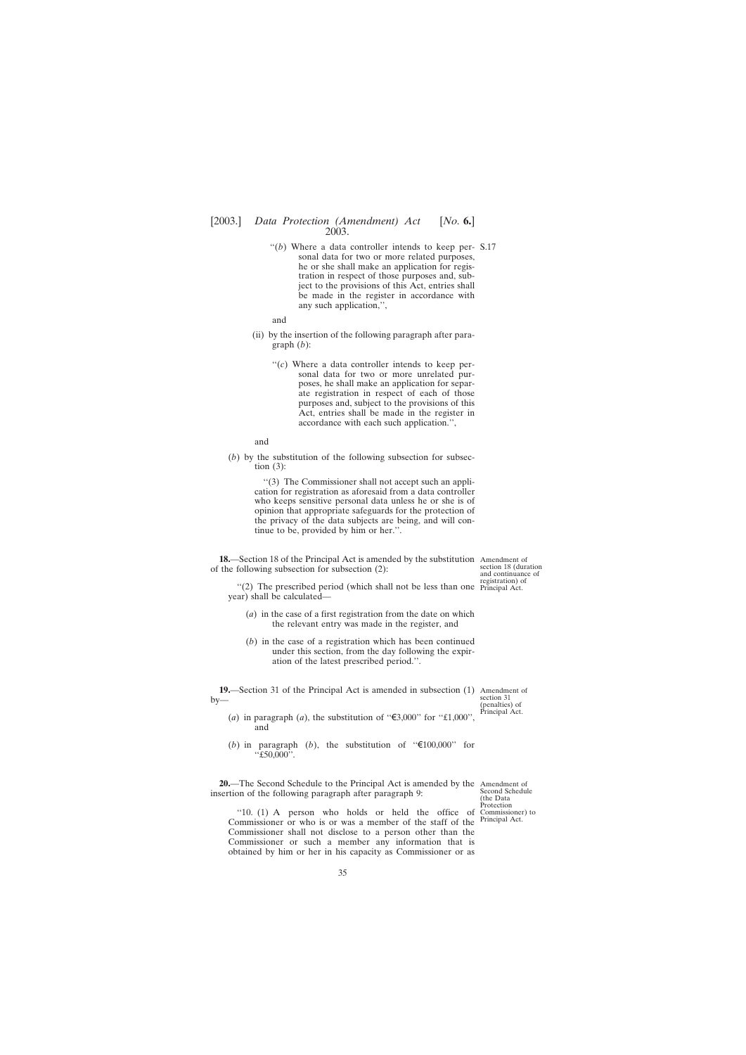S.17

"(*b*) Where a data controller intends to keep personal data for two or more related purposes, he or she shall make an application for registration in respect of those purposes and, subject to the provisions of this Act, entries shall be made in the register in accordance with any such application,",

and

(ii) by the insertion of the following paragraph after paragraph (*b*):

"(*c*) Where a data controller intends to keep personal data for two or more unrelated purposes, he shall make an application for separate registration in respect of each of those purposes and, subject to the provisions of this Act, entries shall be made in the register in accordance with each such application.",

and

(*b*) by the substitution of the following subsection for subsection (3):

"(3) The Commissioner shall not accept such an application for registration as aforesaid from a data controller who keeps sensitive personal data unless he or she is of opinion that appropriate safeguards for the protection of the privacy of the data subjects are being, and will continue to be, provided by him or her.".

Amendment of section 18 (duration and continuance of registration) of Principal Act.

**18.**—Section 18 of the Principal Act is amended by the substitution of the following subsection for subsection (2):

"(2) The prescribed period (which shall not be less than one year) shall be calculated—

(*a*) in the case of a first registration from the date on which the relevant entry was made in the register, and

(*b*) in the case of a registration which has been continued under this section, from the day following the expiration of the latest prescribed period.".

Amendment of section 31 (penalties) of Principal Act.

**19.**—Section 31 of the Principal Act is amended in subsection (1) by—

(*a*) in paragraph (*a*), the substitution of "€3,000" for "£1,000", and

(*b*) in paragraph (*b*), the substitution of "€100,000" for "£50,000".

Amendment of Second Schedule (the Data Protection Commissioner) to Principal Act.

**20.**—The Second Schedule to the Principal Act is amended by the insertion of the following paragraph after paragraph 9:

"10. (1) A person who holds or held the office of Commissioner or who is or was a member of the staff of the Commissioner shall not disclose to a person other than the Commissioner or such a member any information that is obtained by him or her in his capacity as Commissioner or as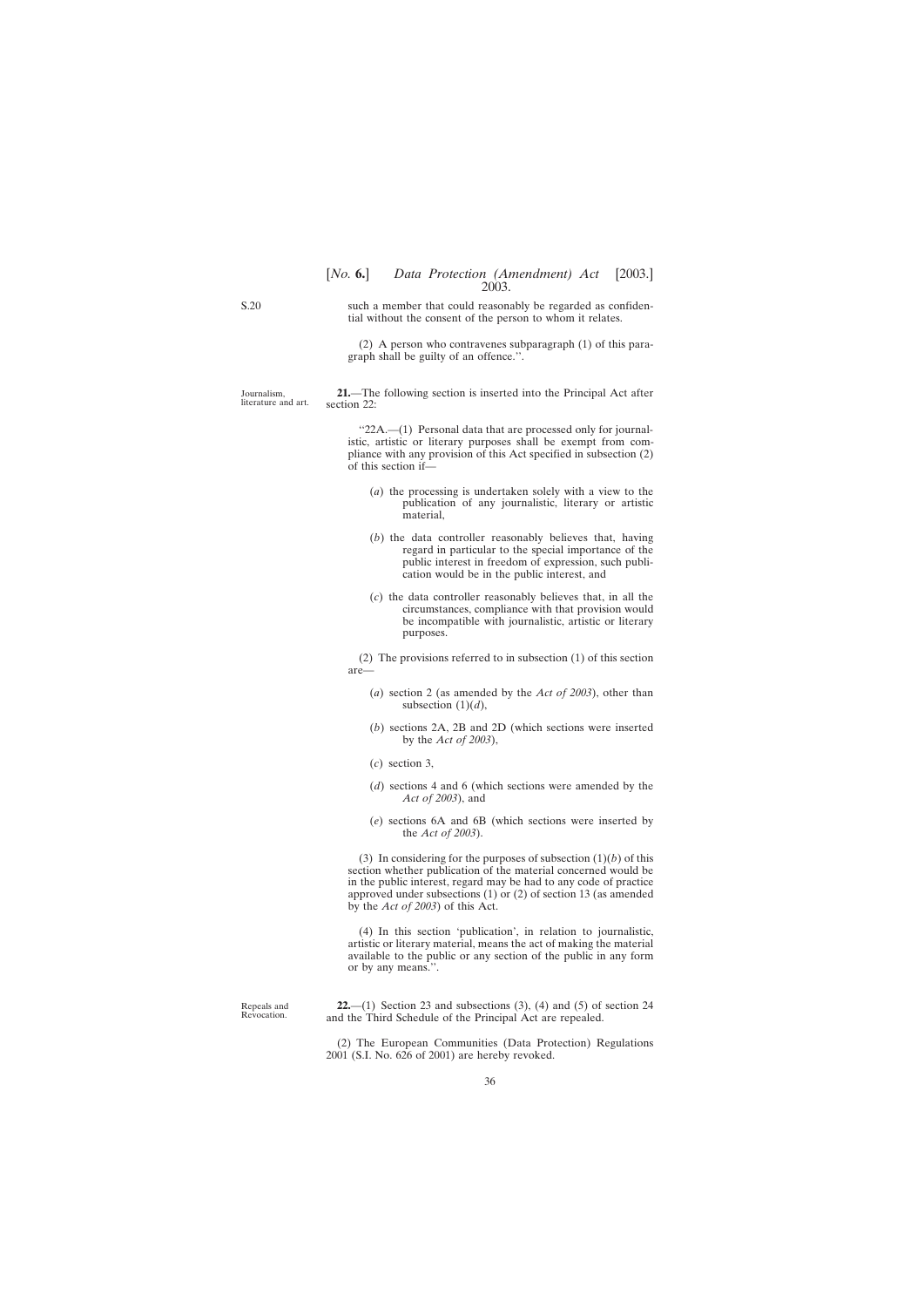such a member that could reasonably be regarded as confidential without the consent of the person to whom it relates.

(2) A person who contravenes subparagraph (1) of this paragraph shall be guilty of an offence.''.

Journalism, literature and art.

**21.**—The following section is inserted into the Principal Act after section 22:

> ''22A.—(1) Personal data that are processed only for journalistic, artistic or literary purposes shall be exempt from compliance with any provision of this Act specified in subsection (2) of this section if—
>
> (*a*) the processing is undertaken solely with a view to the publication of any journalistic, literary or artistic material,
>
> (*b*) the data controller reasonably believes that, having regard in particular to the special importance of the public interest in freedom of expression, such publication would be in the public interest, and
>
> (*c*) the data controller reasonably believes that, in all the circumstances, compliance with that provision would be incompatible with journalistic, artistic or literary purposes.
>
> (2) The provisions referred to in subsection (1) of this section are—
>
> (*a*) section 2 (as amended by the *Act of 2003*), other than subsection (1)(*d*),
>
> (*b*) sections 2A, 2B and 2D (which sections were inserted by the *Act of 2003*),
>
> (*c*) section 3,
>
> (*d*) sections 4 and 6 (which sections were amended by the *Act of 2003*), and
>
> (*e*) sections 6A and 6B (which sections were inserted by the *Act of 2003*).
>
> (3) In considering for the purposes of subsection (1)(*b*) of this section whether publication of the material concerned would be in the public interest, regard may be had to any code of practice approved under subsections (1) or (2) of section 13 (as amended by the *Act of 2003*) of this Act.
>
> (4) In this section 'publication', in relation to journalistic, artistic or literary material, means the act of making the material available to the public or any section of the public in any form or by any means.''.

Repeals and Revocation.

**22.**—(1) Section 23 and subsections (3), (4) and (5) of section 24 and the Third Schedule of the Principal Act are repealed.

(2) The European Communities (Data Protection) Regulations 2001 (S.I. No. 626 of 2001) are hereby revoked.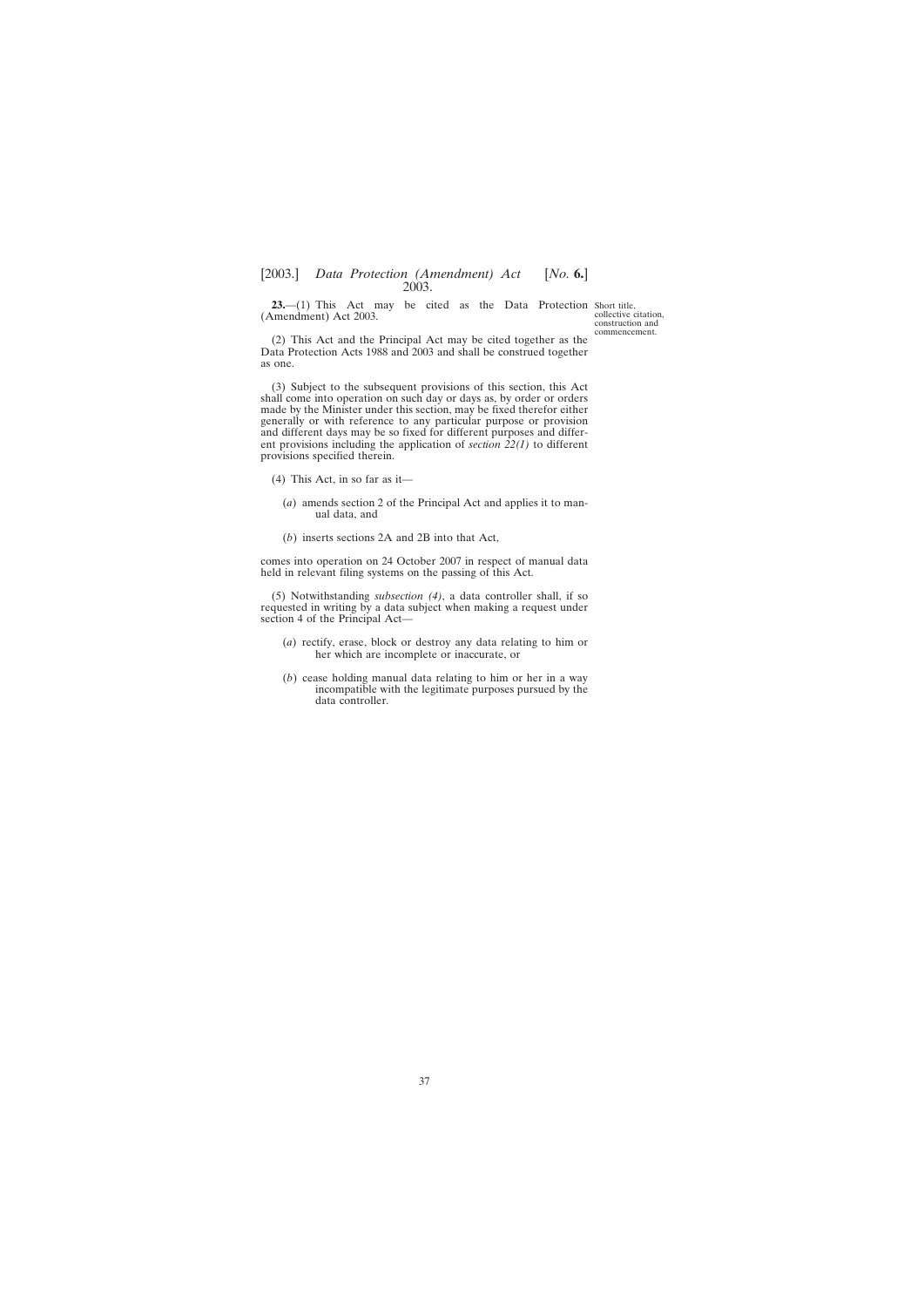**23.**—(1) This Act may be cited as the Data Protection (Amendment) Act 2003.

Short title, collective citation, construction and commencement.

(2) This Act and the Principal Act may be cited together as the Data Protection Acts 1988 and 2003 and shall be construed together as one.

(3) Subject to the subsequent provisions of this section, this Act shall come into operation on such day or days as, by order or orders made by the Minister under this section, may be fixed therefor either generally or with reference to any particular purpose or provision and different days may be so fixed for different purposes and different provisions including the application of *section 22(1)* to different provisions specified therein.

(4) This Act, in so far as it—

(*a*) amends section 2 of the Principal Act and applies it to manual data, and

(*b*) inserts sections 2A and 2B into that Act,

comes into operation on 24 October 2007 in respect of manual data held in relevant filing systems on the passing of this Act.

(5) Notwithstanding *subsection (4)*, a data controller shall, if so requested in writing by a data subject when making a request under section 4 of the Principal Act—

(*a*) rectify, erase, block or destroy any data relating to him or her which are incomplete or inaccurate, or

(*b*) cease holding manual data relating to him or her in a way incompatible with the legitimate purposes pursued by the data controller.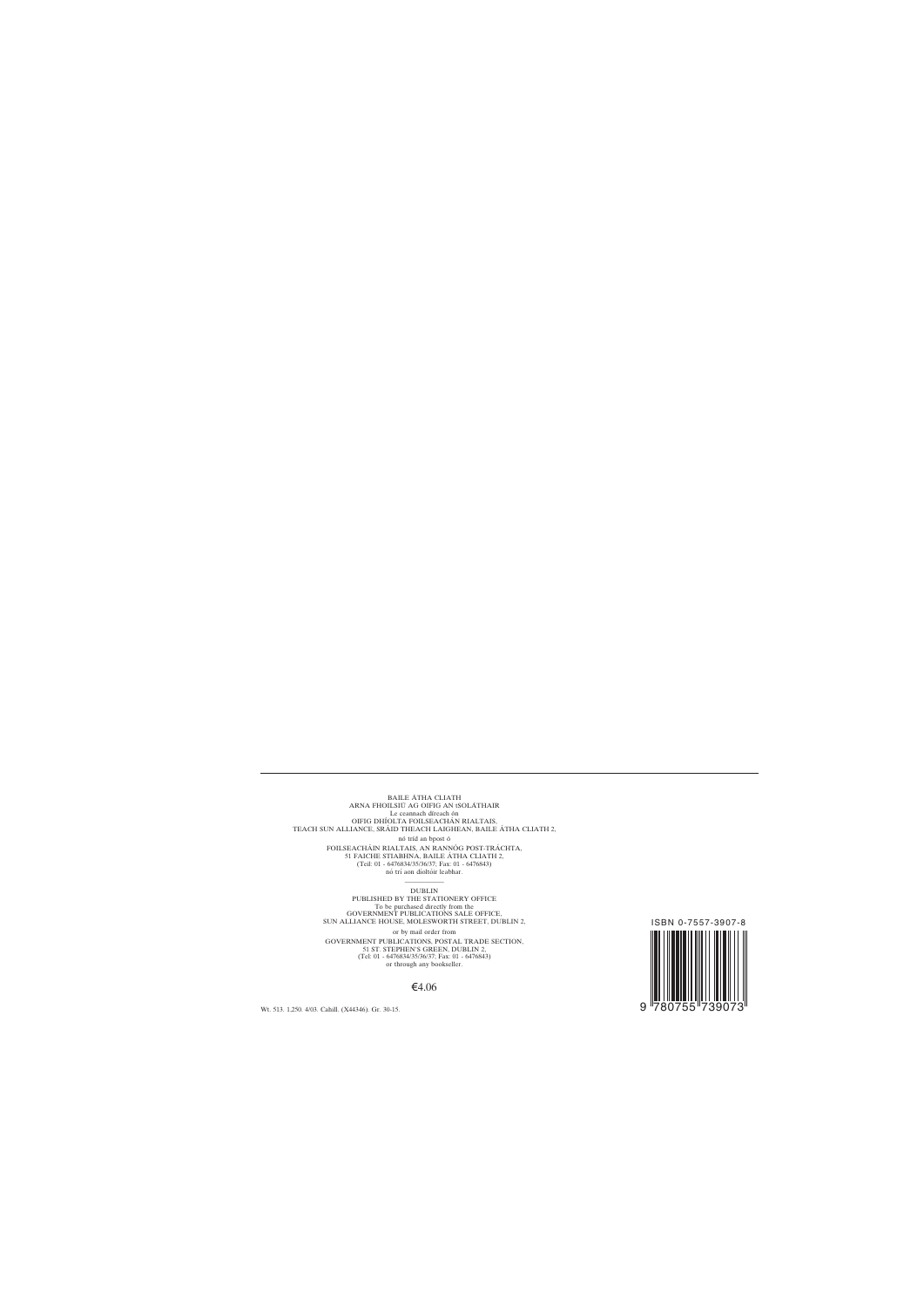---

BAILE ÁTHA CLIATH
ARNA FHOILSIÚ AG OIFIG AN tSOLÁTHAIR
Le ceannach díreach ón
OIFIG DHÍOLTA FOILSEACHÁN RIALTAIS,
TEACH SUN ALLIANCE, SRÁID THEACH LAIGHEAN, BAILE ÁTHA CLIATH 2,
nó tríd an bpost ó
FOILSEACHÁIN RIALTAIS, AN RANNÓG POST-TRÁCHTA,
51 FAICHE STIABHNA, BAILE ÁTHA CLIATH 2,
(Teil: 01 - 6476834/35/36/37; Fax: 01 - 6476843)
nó trí aon díoltóir leabhar.

DUBLIN
PUBLISHED BY THE STATIONERY OFFICE
To be purchased directly from the
GOVERNMENT PUBLICATIONS SALE OFFICE,
SUN ALLIANCE HOUSE, MOLESWORTH STREET, DUBLIN 2,
or by mail order from
GOVERNMENT PUBLICATIONS, POSTAL TRADE SECTION,
51 ST. STEPHEN'S GREEN, DUBLIN 2,
(Tel: 01 - 6476834/35/36/37; Fax: 01 - 6476843)
or through any bookseller.

€4.06

ISBN 0-7557-3907-8

9 780755 739073

Wt. 513. 1,250. 4/03. Cahill. (X44346). Gr. 30-15.